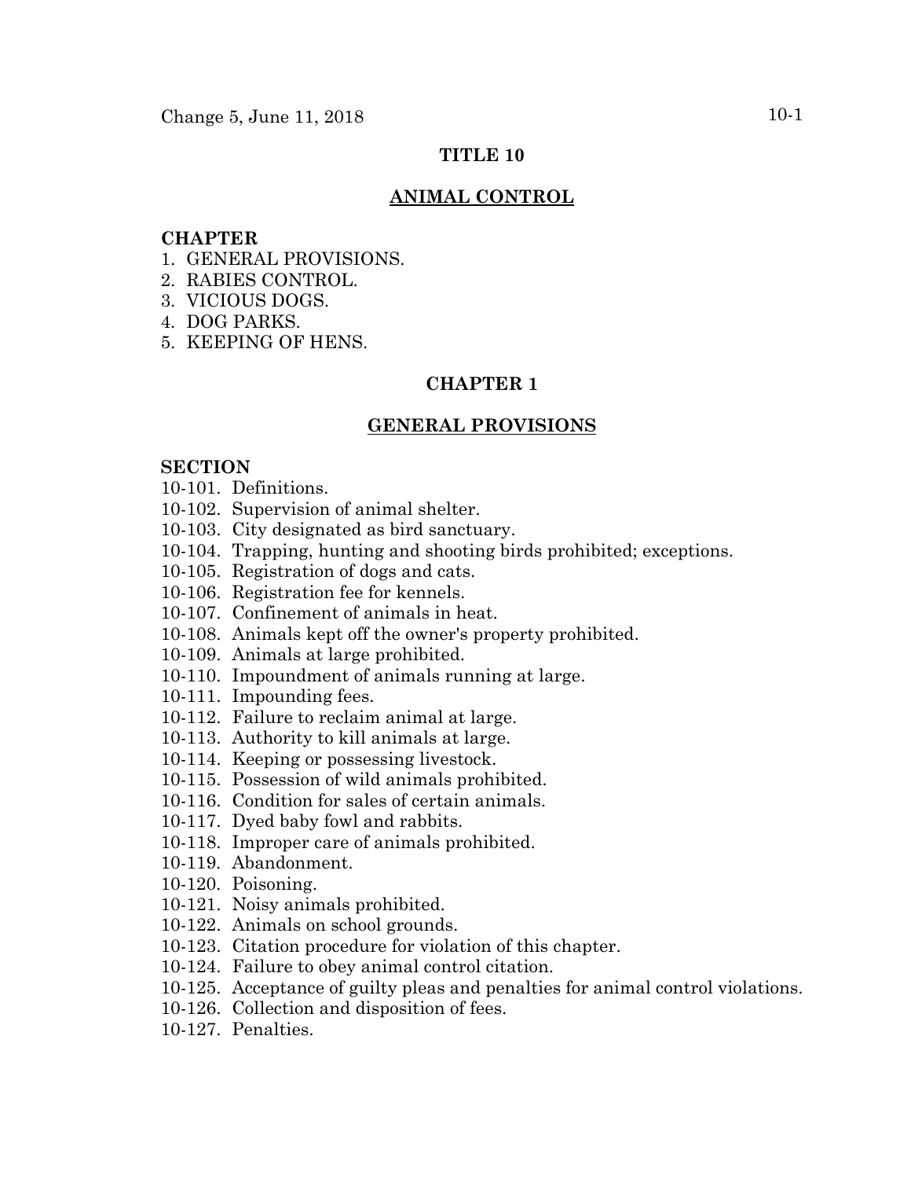# TITLE 10

## ANIMAL CONTROL

**CHAPTER**

1. GENERAL PROVISIONS.
2. RABIES CONTROL.
3. VICIOUS DOGS.
4. DOG PARKS.
5. KEEPING OF HENS.

## CHAPTER 1

## GENERAL PROVISIONS

**SECTION**

10-101. Definitions.
10-102. Supervision of animal shelter.
10-103. City designated as bird sanctuary.
10-104. Trapping, hunting and shooting birds prohibited; exceptions.
10-105. Registration of dogs and cats.
10-106. Registration fee for kennels.
10-107. Confinement of animals in heat.
10-108. Animals kept off the owner's property prohibited.
10-109. Animals at large prohibited.
10-110. Impoundment of animals running at large.
10-111. Impounding fees.
10-112. Failure to reclaim animal at large.
10-113. Authority to kill animals at large.
10-114. Keeping or possessing livestock.
10-115. Possession of wild animals prohibited.
10-116. Condition for sales of certain animals.
10-117. Dyed baby fowl and rabbits.
10-118. Improper care of animals prohibited.
10-119. Abandonment.
10-120. Poisoning.
10-121. Noisy animals prohibited.
10-122. Animals on school grounds.
10-123. Citation procedure for violation of this chapter.
10-124. Failure to obey animal control citation.
10-125. Acceptance of guilty pleas and penalties for animal control violations.
10-126. Collection and disposition of fees.
10-127. Penalties.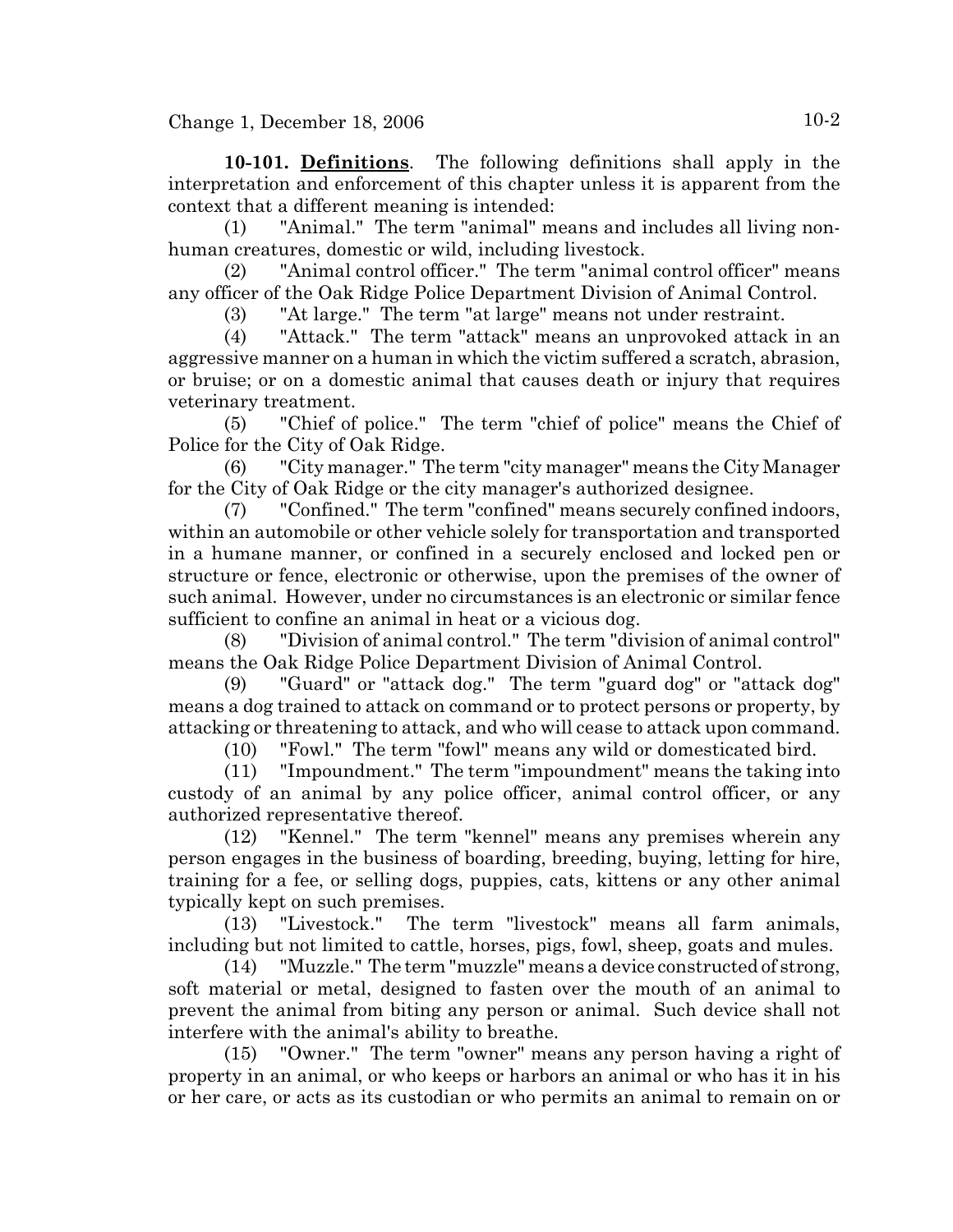**10-101. Definitions**. The following definitions shall apply in the interpretation and enforcement of this chapter unless it is apparent from the context that a different meaning is intended:

(1) "Animal." The term "animal" means and includes all living non-human creatures, domestic or wild, including livestock.

(2) "Animal control officer." The term "animal control officer" means any officer of the Oak Ridge Police Department Division of Animal Control.

(3) "At large." The term "at large" means not under restraint.

(4) "Attack." The term "attack" means an unprovoked attack in an aggressive manner on a human in which the victim suffered a scratch, abrasion, or bruise; or on a domestic animal that causes death or injury that requires veterinary treatment.

(5) "Chief of police." The term "chief of police" means the Chief of Police for the City of Oak Ridge.

(6) "City manager." The term "city manager" means the City Manager for the City of Oak Ridge or the city manager's authorized designee.

(7) "Confined." The term "confined" means securely confined indoors, within an automobile or other vehicle solely for transportation and transported in a humane manner, or confined in a securely enclosed and locked pen or structure or fence, electronic or otherwise, upon the premises of the owner of such animal. However, under no circumstances is an electronic or similar fence sufficient to confine an animal in heat or a vicious dog.

(8) "Division of animal control." The term "division of animal control" means the Oak Ridge Police Department Division of Animal Control.

(9) "Guard" or "attack dog." The term "guard dog" or "attack dog" means a dog trained to attack on command or to protect persons or property, by attacking or threatening to attack, and who will cease to attack upon command.

(10) "Fowl." The term "fowl" means any wild or domesticated bird.

(11) "Impoundment." The term "impoundment" means the taking into custody of an animal by any police officer, animal control officer, or any authorized representative thereof.

(12) "Kennel." The term "kennel" means any premises wherein any person engages in the business of boarding, breeding, buying, letting for hire, training for a fee, or selling dogs, puppies, cats, kittens or any other animal typically kept on such premises.

(13) "Livestock." The term "livestock" means all farm animals, including but not limited to cattle, horses, pigs, fowl, sheep, goats and mules.

(14) "Muzzle." The term "muzzle" means a device constructed of strong, soft material or metal, designed to fasten over the mouth of an animal to prevent the animal from biting any person or animal. Such device shall not interfere with the animal's ability to breathe.

(15) "Owner." The term "owner" means any person having a right of property in an animal, or who keeps or harbors an animal or who has it in his or her care, or acts as its custodian or who permits an animal to remain on or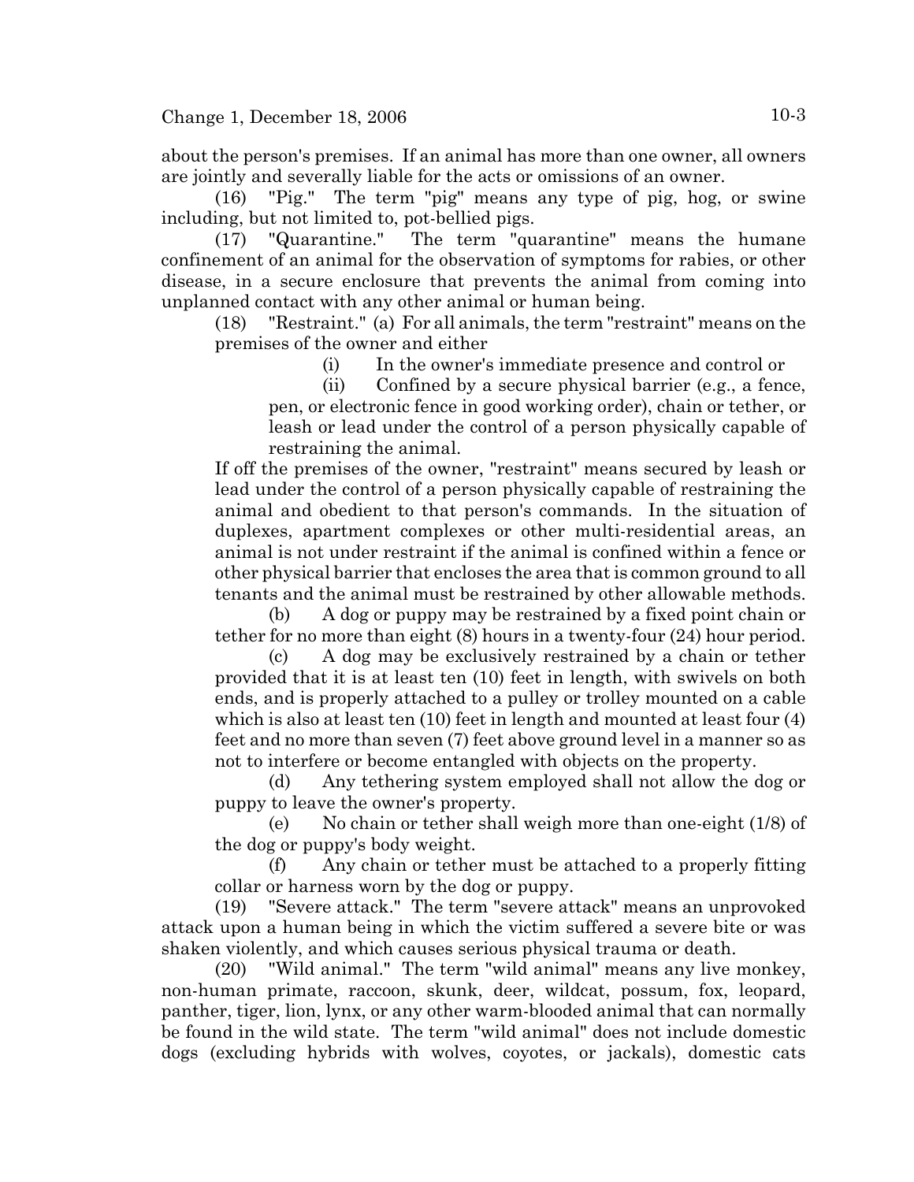about the person's premises. If an animal has more than one owner, all owners are jointly and severally liable for the acts or omissions of an owner.

(16) "Pig." The term "pig" means any type of pig, hog, or swine including, but not limited to, pot-bellied pigs.

(17) "Quarantine." The term "quarantine" means the humane confinement of an animal for the observation of symptoms for rabies, or other disease, in a secure enclosure that prevents the animal from coming into unplanned contact with any other animal or human being.

(18) "Restraint." (a) For all animals, the term "restraint" means on the premises of the owner and either

(i) In the owner's immediate presence and control or

(ii) Confined by a secure physical barrier (e.g., a fence, pen, or electronic fence in good working order), chain or tether, or leash or lead under the control of a person physically capable of restraining the animal.

If off the premises of the owner, "restraint" means secured by leash or lead under the control of a person physically capable of restraining the animal and obedient to that person's commands. In the situation of duplexes, apartment complexes or other multi-residential areas, an animal is not under restraint if the animal is confined within a fence or other physical barrier that encloses the area that is common ground to all tenants and the animal must be restrained by other allowable methods.

(b) A dog or puppy may be restrained by a fixed point chain or tether for no more than eight (8) hours in a twenty-four (24) hour period.

(c) A dog may be exclusively restrained by a chain or tether provided that it is at least ten (10) feet in length, with swivels on both ends, and is properly attached to a pulley or trolley mounted on a cable which is also at least ten (10) feet in length and mounted at least four (4) feet and no more than seven (7) feet above ground level in a manner so as not to interfere or become entangled with objects on the property.

(d) Any tethering system employed shall not allow the dog or puppy to leave the owner's property.

(e) No chain or tether shall weigh more than one-eight (1/8) of the dog or puppy's body weight.

(f) Any chain or tether must be attached to a properly fitting collar or harness worn by the dog or puppy.

(19) "Severe attack." The term "severe attack" means an unprovoked attack upon a human being in which the victim suffered a severe bite or was shaken violently, and which causes serious physical trauma or death.

(20) "Wild animal." The term "wild animal" means any live monkey, non-human primate, raccoon, skunk, deer, wildcat, possum, fox, leopard, panther, tiger, lion, lynx, or any other warm-blooded animal that can normally be found in the wild state. The term "wild animal" does not include domestic dogs (excluding hybrids with wolves, coyotes, or jackals), domestic cats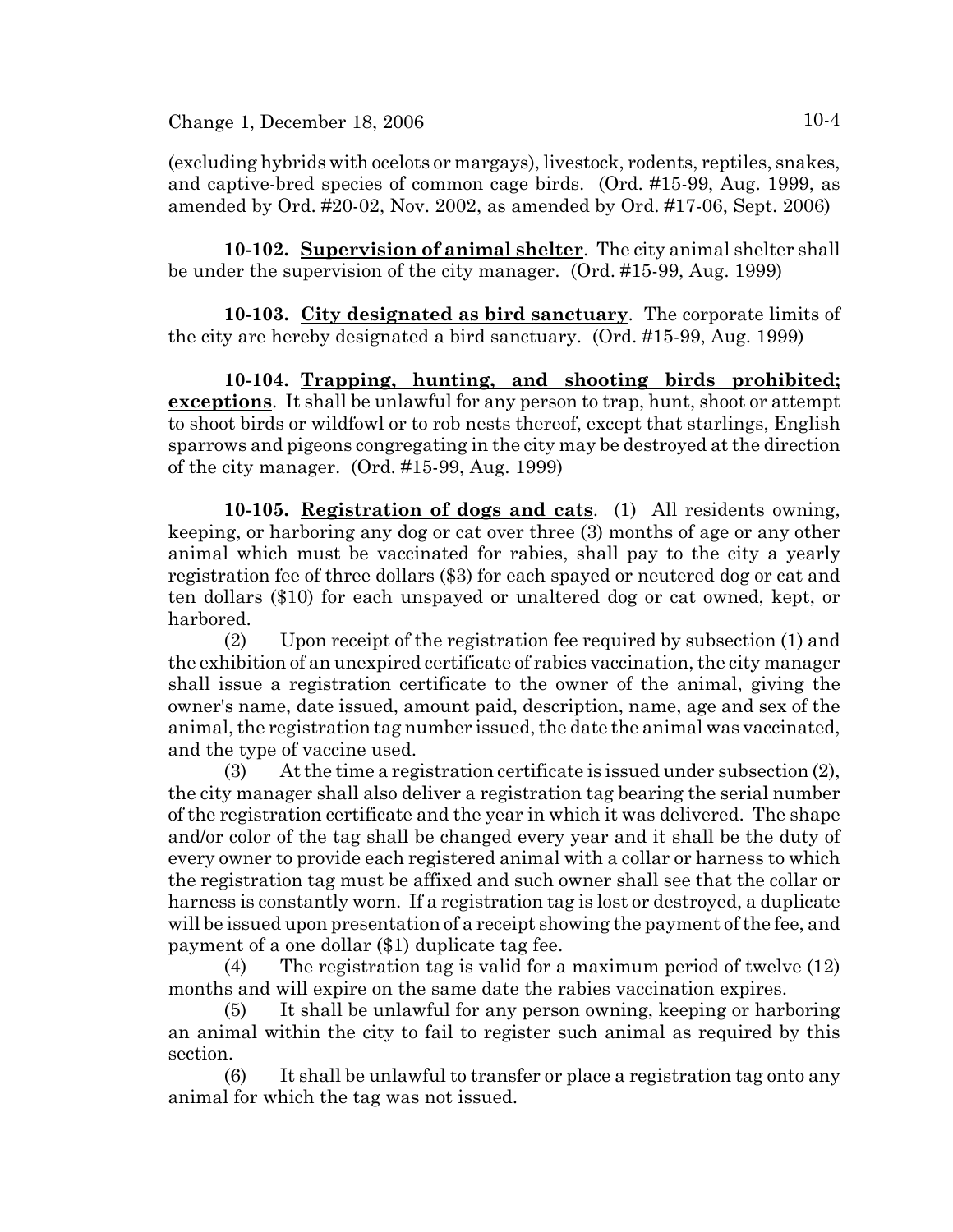(excluding hybrids with ocelots or margays), livestock, rodents, reptiles, snakes, and captive-bred species of common cage birds. (Ord. #15-99, Aug. 1999, as amended by Ord. #20-02, Nov. 2002, as amended by Ord. #17-06, Sept. 2006)

**10-102. <u>Supervision of animal shelter</u>**. The city animal shelter shall be under the supervision of the city manager. (Ord. #15-99, Aug. 1999)

**10-103. <u>City designated as bird sanctuary</u>**. The corporate limits of the city are hereby designated a bird sanctuary. (Ord. #15-99, Aug. 1999)

**10-104. <u>Trapping, hunting, and shooting birds prohibited; exceptions</u>**. It shall be unlawful for any person to trap, hunt, shoot or attempt to shoot birds or wildfowl or to rob nests thereof, except that starlings, English sparrows and pigeons congregating in the city may be destroyed at the direction of the city manager. (Ord. #15-99, Aug. 1999)

**10-105. <u>Registration of dogs and cats</u>**. (1) All residents owning, keeping, or harboring any dog or cat over three (3) months of age or any other animal which must be vaccinated for rabies, shall pay to the city a yearly registration fee of three dollars ($3) for each spayed or neutered dog or cat and ten dollars ($10) for each unspayed or unaltered dog or cat owned, kept, or harbored.

(2) Upon receipt of the registration fee required by subsection (1) and the exhibition of an unexpired certificate of rabies vaccination, the city manager shall issue a registration certificate to the owner of the animal, giving the owner's name, date issued, amount paid, description, name, age and sex of the animal, the registration tag number issued, the date the animal was vaccinated, and the type of vaccine used.

(3) At the time a registration certificate is issued under subsection (2), the city manager shall also deliver a registration tag bearing the serial number of the registration certificate and the year in which it was delivered. The shape and/or color of the tag shall be changed every year and it shall be the duty of every owner to provide each registered animal with a collar or harness to which the registration tag must be affixed and such owner shall see that the collar or harness is constantly worn. If a registration tag is lost or destroyed, a duplicate will be issued upon presentation of a receipt showing the payment of the fee, and payment of a one dollar ($1) duplicate tag fee.

(4) The registration tag is valid for a maximum period of twelve (12) months and will expire on the same date the rabies vaccination expires.

(5) It shall be unlawful for any person owning, keeping or harboring an animal within the city to fail to register such animal as required by this section.

(6) It shall be unlawful to transfer or place a registration tag onto any animal for which the tag was not issued.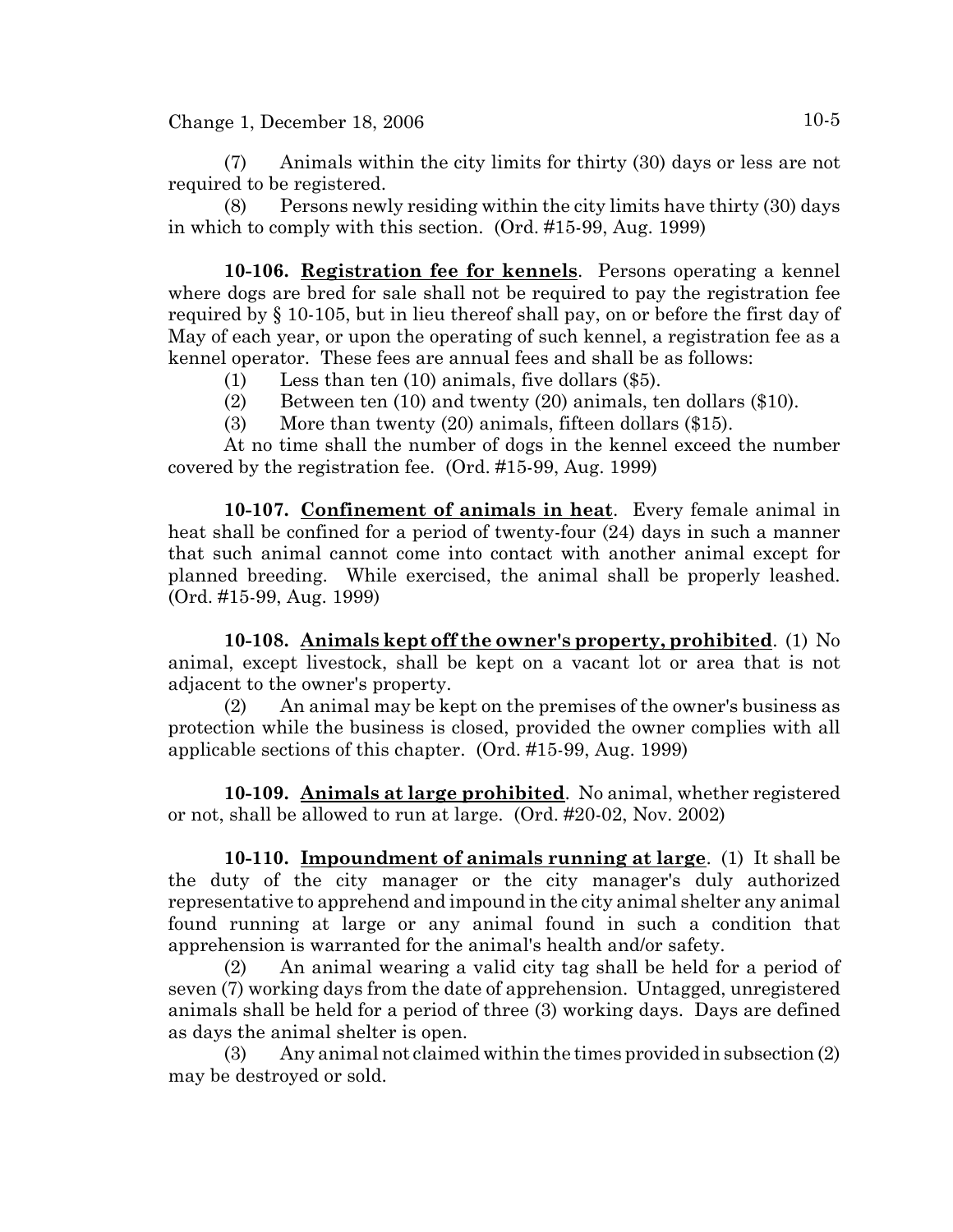(7) Animals within the city limits for thirty (30) days or less are not required to be registered.

(8) Persons newly residing within the city limits have thirty (30) days in which to comply with this section. (Ord. #15-99, Aug. 1999)

**10-106. Registration fee for kennels**. Persons operating a kennel where dogs are bred for sale shall not be required to pay the registration fee required by § 10-105, but in lieu thereof shall pay, on or before the first day of May of each year, or upon the operating of such kennel, a registration fee as a kennel operator. These fees are annual fees and shall be as follows:

(1) Less than ten (10) animals, five dollars ($5).

(2) Between ten (10) and twenty (20) animals, ten dollars ($10).

(3) More than twenty (20) animals, fifteen dollars ($15).

At no time shall the number of dogs in the kennel exceed the number covered by the registration fee. (Ord. #15-99, Aug. 1999)

**10-107. Confinement of animals in heat**. Every female animal in heat shall be confined for a period of twenty-four (24) days in such a manner that such animal cannot come into contact with another animal except for planned breeding. While exercised, the animal shall be properly leashed. (Ord. #15-99, Aug. 1999)

**10-108. Animals kept off the owner's property, prohibited**. (1) No animal, except livestock, shall be kept on a vacant lot or area that is not adjacent to the owner's property.

(2) An animal may be kept on the premises of the owner's business as protection while the business is closed, provided the owner complies with all applicable sections of this chapter. (Ord. #15-99, Aug. 1999)

**10-109. Animals at large prohibited**. No animal, whether registered or not, shall be allowed to run at large. (Ord. #20-02, Nov. 2002)

**10-110. Impoundment of animals running at large**. (1) It shall be the duty of the city manager or the city manager's duly authorized representative to apprehend and impound in the city animal shelter any animal found running at large or any animal found in such a condition that apprehension is warranted for the animal's health and/or safety.

(2) An animal wearing a valid city tag shall be held for a period of seven (7) working days from the date of apprehension. Untagged, unregistered animals shall be held for a period of three (3) working days. Days are defined as days the animal shelter is open.

(3) Any animal not claimed within the times provided in subsection (2) may be destroyed or sold.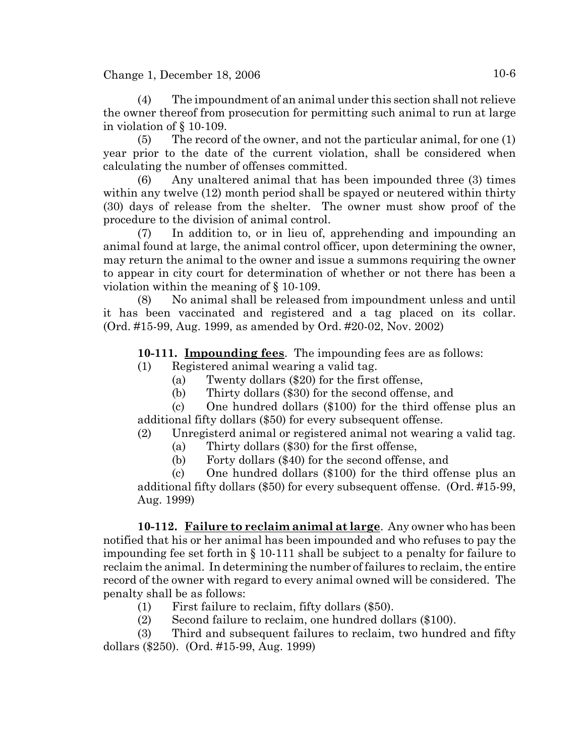(4) The impoundment of an animal under this section shall not relieve the owner thereof from prosecution for permitting such animal to run at large in violation of § 10-109.

(5) The record of the owner, and not the particular animal, for one (1) year prior to the date of the current violation, shall be considered when calculating the number of offenses committed.

(6) Any unaltered animal that has been impounded three (3) times within any twelve (12) month period shall be spayed or neutered within thirty (30) days of release from the shelter. The owner must show proof of the procedure to the division of animal control.

(7) In addition to, or in lieu of, apprehending and impounding an animal found at large, the animal control officer, upon determining the owner, may return the animal to the owner and issue a summons requiring the owner to appear in city court for determination of whether or not there has been a violation within the meaning of § 10-109.

(8) No animal shall be released from impoundment unless and until it has been vaccinated and registered and a tag placed on its collar. (Ord. #15-99, Aug. 1999, as amended by Ord. #20-02, Nov. 2002)

**10-111. Impounding fees**. The impounding fees are as follows:

(1) Registered animal wearing a valid tag.

(a) Twenty dollars ($20) for the first offense,

(b) Thirty dollars ($30) for the second offense, and

(c) One hundred dollars ($100) for the third offense plus an additional fifty dollars ($50) for every subsequent offense.

(2) Unregisterd animal or registered animal not wearing a valid tag.

(a) Thirty dollars ($30) for the first offense,

(b) Forty dollars ($40) for the second offense, and

(c) One hundred dollars ($100) for the third offense plus an additional fifty dollars ($50) for every subsequent offense. (Ord. #15-99, Aug. 1999)

**10-112. Failure to reclaim animal at large**. Any owner who has been notified that his or her animal has been impounded and who refuses to pay the impounding fee set forth in § 10-111 shall be subject to a penalty for failure to reclaim the animal. In determining the number of failures to reclaim, the entire record of the owner with regard to every animal owned will be considered. The penalty shall be as follows:

(1) First failure to reclaim, fifty dollars ($50).

(2) Second failure to reclaim, one hundred dollars ($100).

(3) Third and subsequent failures to reclaim, two hundred and fifty dollars ($250). (Ord. #15-99, Aug. 1999)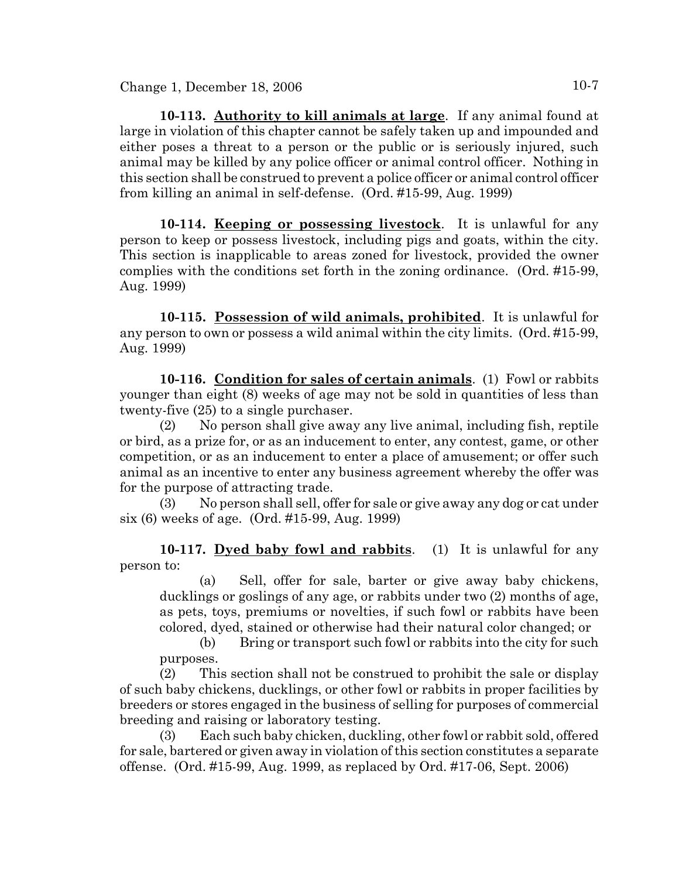**10-113. Authority to kill animals at large**. If any animal found at large in violation of this chapter cannot be safely taken up and impounded and either poses a threat to a person or the public or is seriously injured, such animal may be killed by any police officer or animal control officer. Nothing in this section shall be construed to prevent a police officer or animal control officer from killing an animal in self-defense. (Ord. #15-99, Aug. 1999)

**10-114. Keeping or possessing livestock**. It is unlawful for any person to keep or possess livestock, including pigs and goats, within the city. This section is inapplicable to areas zoned for livestock, provided the owner complies with the conditions set forth in the zoning ordinance. (Ord. #15-99, Aug. 1999)

**10-115. Possession of wild animals, prohibited**. It is unlawful for any person to own or possess a wild animal within the city limits. (Ord. #15-99, Aug. 1999)

**10-116. Condition for sales of certain animals**. (1) Fowl or rabbits younger than eight (8) weeks of age may not be sold in quantities of less than twenty-five (25) to a single purchaser.

(2) No person shall give away any live animal, including fish, reptile or bird, as a prize for, or as an inducement to enter, any contest, game, or other competition, or as an inducement to enter a place of amusement; or offer such animal as an incentive to enter any business agreement whereby the offer was for the purpose of attracting trade.

(3) No person shall sell, offer for sale or give away any dog or cat under six (6) weeks of age. (Ord. #15-99, Aug. 1999)

**10-117. Dyed baby fowl and rabbits**. (1) It is unlawful for any person to:

(a) Sell, offer for sale, barter or give away baby chickens, ducklings or goslings of any age, or rabbits under two (2) months of age, as pets, toys, premiums or novelties, if such fowl or rabbits have been colored, dyed, stained or otherwise had their natural color changed; or

(b) Bring or transport such fowl or rabbits into the city for such purposes.

(2) This section shall not be construed to prohibit the sale or display of such baby chickens, ducklings, or other fowl or rabbits in proper facilities by breeders or stores engaged in the business of selling for purposes of commercial breeding and raising or laboratory testing.

(3) Each such baby chicken, duckling, other fowl or rabbit sold, offered for sale, bartered or given away in violation of this section constitutes a separate offense. (Ord. #15-99, Aug. 1999, as replaced by Ord. #17-06, Sept. 2006)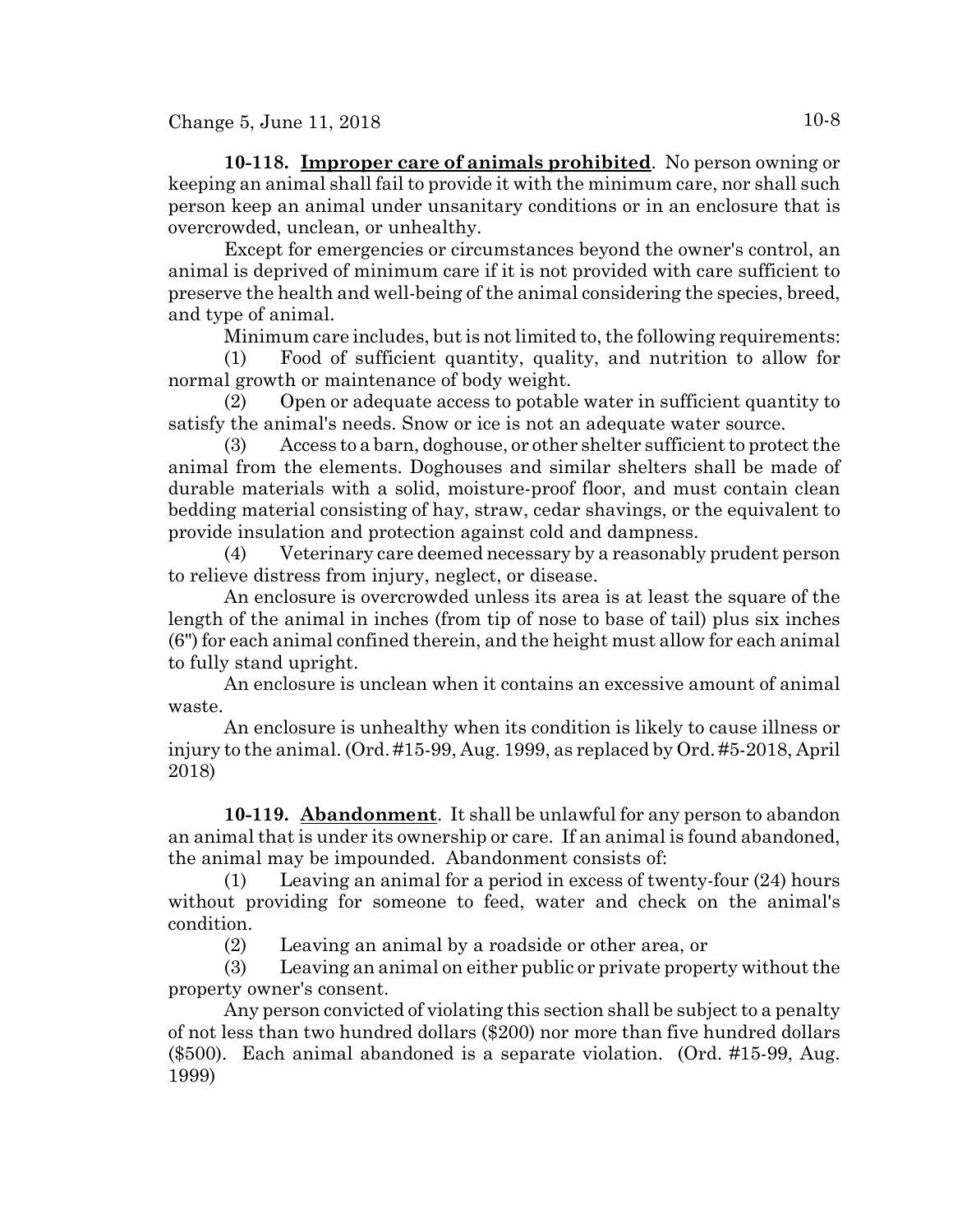**10-118. Improper care of animals prohibited**. No person owning or keeping an animal shall fail to provide it with the minimum care, nor shall such person keep an animal under unsanitary conditions or in an enclosure that is overcrowded, unclean, or unhealthy.

Except for emergencies or circumstances beyond the owner's control, an animal is deprived of minimum care if it is not provided with care sufficient to preserve the health and well-being of the animal considering the species, breed, and type of animal.

Minimum care includes, but is not limited to, the following requirements:

(1) Food of sufficient quantity, quality, and nutrition to allow for normal growth or maintenance of body weight.

(2) Open or adequate access to potable water in sufficient quantity to satisfy the animal's needs. Snow or ice is not an adequate water source.

(3) Access to a barn, doghouse, or other shelter sufficient to protect the animal from the elements. Doghouses and similar shelters shall be made of durable materials with a solid, moisture-proof floor, and must contain clean bedding material consisting of hay, straw, cedar shavings, or the equivalent to provide insulation and protection against cold and dampness.

(4) Veterinary care deemed necessary by a reasonably prudent person to relieve distress from injury, neglect, or disease.

An enclosure is overcrowded unless its area is at least the square of the length of the animal in inches (from tip of nose to base of tail) plus six inches (6") for each animal confined therein, and the height must allow for each animal to fully stand upright.

An enclosure is unclean when it contains an excessive amount of animal waste.

An enclosure is unhealthy when its condition is likely to cause illness or injury to the animal. (Ord. #15-99, Aug. 1999, as replaced by Ord. #5-2018, April 2018)

**10-119. Abandonment**. It shall be unlawful for any person to abandon an animal that is under its ownership or care. If an animal is found abandoned, the animal may be impounded. Abandonment consists of:

(1) Leaving an animal for a period in excess of twenty-four (24) hours without providing for someone to feed, water and check on the animal's condition.

(2) Leaving an animal by a roadside or other area, or

(3) Leaving an animal on either public or private property without the property owner's consent.

Any person convicted of violating this section shall be subject to a penalty of not less than two hundred dollars ($200) nor more than five hundred dollars ($500). Each animal abandoned is a separate violation. (Ord. #15-99, Aug. 1999)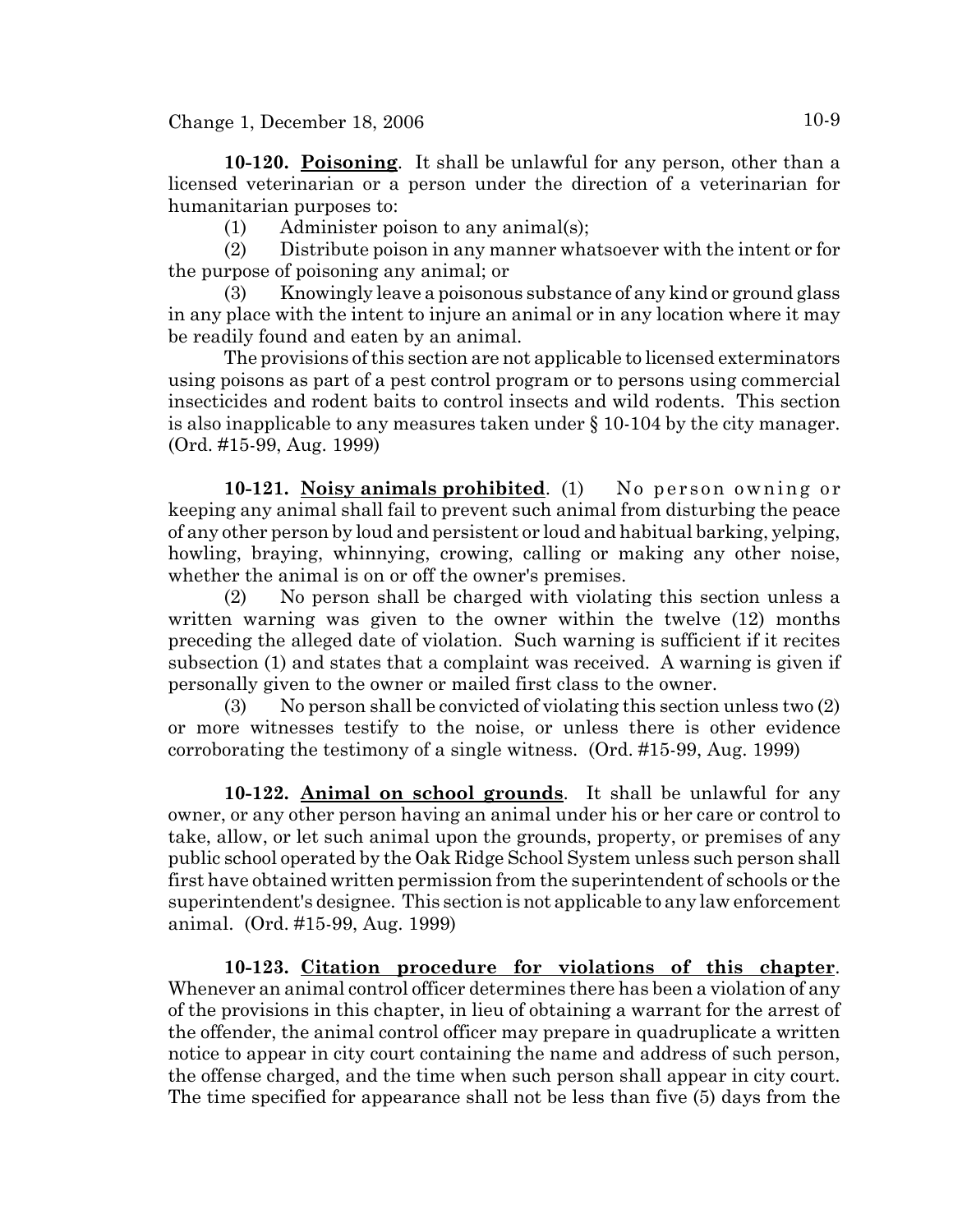**10-120. Poisoning**. It shall be unlawful for any person, other than a licensed veterinarian or a person under the direction of a veterinarian for humanitarian purposes to:

(1) Administer poison to any animal(s);

(2) Distribute poison in any manner whatsoever with the intent or for the purpose of poisoning any animal; or

(3) Knowingly leave a poisonous substance of any kind or ground glass in any place with the intent to injure an animal or in any location where it may be readily found and eaten by an animal.

The provisions of this section are not applicable to licensed exterminators using poisons as part of a pest control program or to persons using commercial insecticides and rodent baits to control insects and wild rodents. This section is also inapplicable to any measures taken under § 10-104 by the city manager. (Ord. #15-99, Aug. 1999)

**10-121. Noisy animals prohibited**. (1) No person owning or keeping any animal shall fail to prevent such animal from disturbing the peace of any other person by loud and persistent or loud and habitual barking, yelping, howling, braying, whinnying, crowing, calling or making any other noise, whether the animal is on or off the owner's premises.

(2) No person shall be charged with violating this section unless a written warning was given to the owner within the twelve (12) months preceding the alleged date of violation. Such warning is sufficient if it recites subsection (1) and states that a complaint was received. A warning is given if personally given to the owner or mailed first class to the owner.

(3) No person shall be convicted of violating this section unless two (2) or more witnesses testify to the noise, or unless there is other evidence corroborating the testimony of a single witness. (Ord. #15-99, Aug. 1999)

**10-122. Animal on school grounds**. It shall be unlawful for any owner, or any other person having an animal under his or her care or control to take, allow, or let such animal upon the grounds, property, or premises of any public school operated by the Oak Ridge School System unless such person shall first have obtained written permission from the superintendent of schools or the superintendent's designee. This section is not applicable to any law enforcement animal. (Ord. #15-99, Aug. 1999)

**10-123. Citation procedure for violations of this chapter**. Whenever an animal control officer determines there has been a violation of any of the provisions in this chapter, in lieu of obtaining a warrant for the arrest of the offender, the animal control officer may prepare in quadruplicate a written notice to appear in city court containing the name and address of such person, the offense charged, and the time when such person shall appear in city court. The time specified for appearance shall not be less than five (5) days from the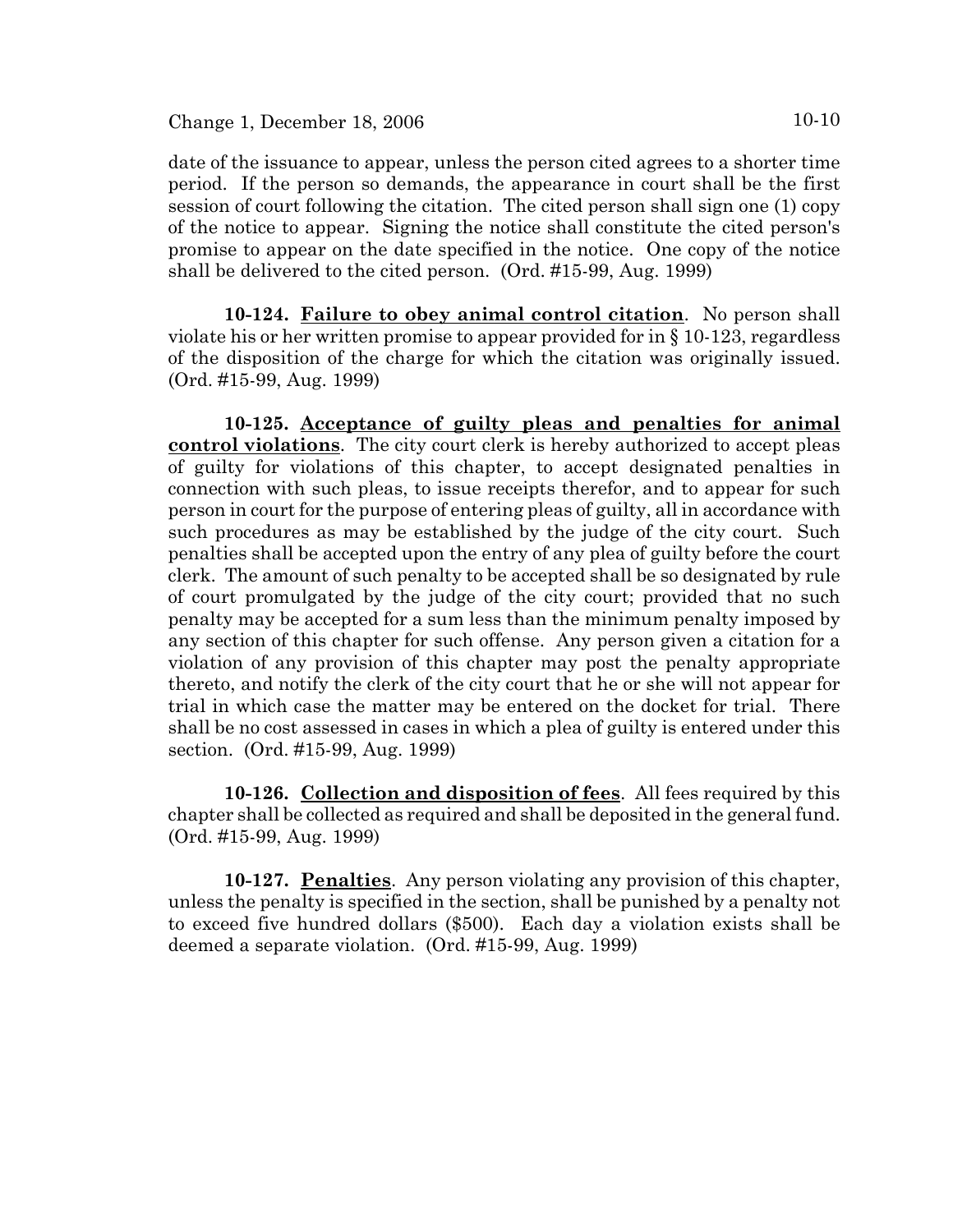date of the issuance to appear, unless the person cited agrees to a shorter time period. If the person so demands, the appearance in court shall be the first session of court following the citation. The cited person shall sign one (1) copy of the notice to appear. Signing the notice shall constitute the cited person's promise to appear on the date specified in the notice. One copy of the notice shall be delivered to the cited person. (Ord. #15-99, Aug. 1999)

**10-124. Failure to obey animal control citation**. No person shall violate his or her written promise to appear provided for in § 10-123, regardless of the disposition of the charge for which the citation was originally issued. (Ord. #15-99, Aug. 1999)

**10-125. Acceptance of guilty pleas and penalties for animal control violations**. The city court clerk is hereby authorized to accept pleas of guilty for violations of this chapter, to accept designated penalties in connection with such pleas, to issue receipts therefor, and to appear for such person in court for the purpose of entering pleas of guilty, all in accordance with such procedures as may be established by the judge of the city court. Such penalties shall be accepted upon the entry of any plea of guilty before the court clerk. The amount of such penalty to be accepted shall be so designated by rule of court promulgated by the judge of the city court; provided that no such penalty may be accepted for a sum less than the minimum penalty imposed by any section of this chapter for such offense. Any person given a citation for a violation of any provision of this chapter may post the penalty appropriate thereto, and notify the clerk of the city court that he or she will not appear for trial in which case the matter may be entered on the docket for trial. There shall be no cost assessed in cases in which a plea of guilty is entered under this section. (Ord. #15-99, Aug. 1999)

**10-126. Collection and disposition of fees**. All fees required by this chapter shall be collected as required and shall be deposited in the general fund. (Ord. #15-99, Aug. 1999)

**10-127. Penalties**. Any person violating any provision of this chapter, unless the penalty is specified in the section, shall be punished by a penalty not to exceed five hundred dollars ($500). Each day a violation exists shall be deemed a separate violation. (Ord. #15-99, Aug. 1999)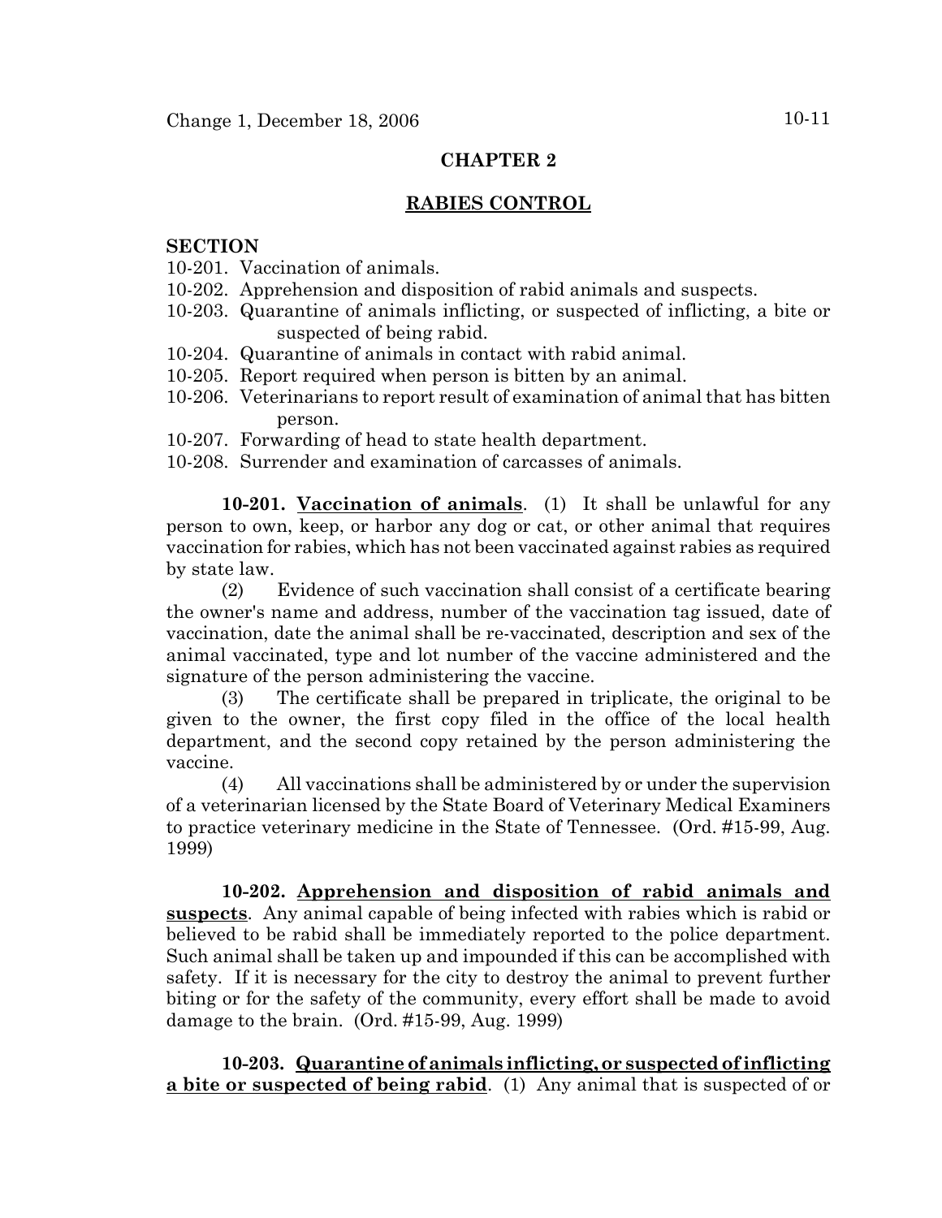## CHAPTER 2

## RABIES CONTROL

**SECTION**

10-201. Vaccination of animals.
10-202. Apprehension and disposition of rabid animals and suspects.
10-203. Quarantine of animals inflicting, or suspected of inflicting, a bite or suspected of being rabid.
10-204. Quarantine of animals in contact with rabid animal.
10-205. Report required when person is bitten by an animal.
10-206. Veterinarians to report result of examination of animal that has bitten person.
10-207. Forwarding of head to state health department.
10-208. Surrender and examination of carcasses of animals.

**10-201. Vaccination of animals**. (1) It shall be unlawful for any person to own, keep, or harbor any dog or cat, or other animal that requires vaccination for rabies, which has not been vaccinated against rabies as required by state law.

(2) Evidence of such vaccination shall consist of a certificate bearing the owner's name and address, number of the vaccination tag issued, date of vaccination, date the animal shall be re-vaccinated, description and sex of the animal vaccinated, type and lot number of the vaccine administered and the signature of the person administering the vaccine.

(3) The certificate shall be prepared in triplicate, the original to be given to the owner, the first copy filed in the office of the local health department, and the second copy retained by the person administering the vaccine.

(4) All vaccinations shall be administered by or under the supervision of a veterinarian licensed by the State Board of Veterinary Medical Examiners to practice veterinary medicine in the State of Tennessee. (Ord. #15-99, Aug. 1999)

**10-202. Apprehension and disposition of rabid animals and suspects**. Any animal capable of being infected with rabies which is rabid or believed to be rabid shall be immediately reported to the police department. Such animal shall be taken up and impounded if this can be accomplished with safety. If it is necessary for the city to destroy the animal to prevent further biting or for the safety of the community, every effort shall be made to avoid damage to the brain. (Ord. #15-99, Aug. 1999)

**10-203. Quarantine of animals inflicting, or suspected of inflicting a bite or suspected of being rabid**. (1) Any animal that is suspected of or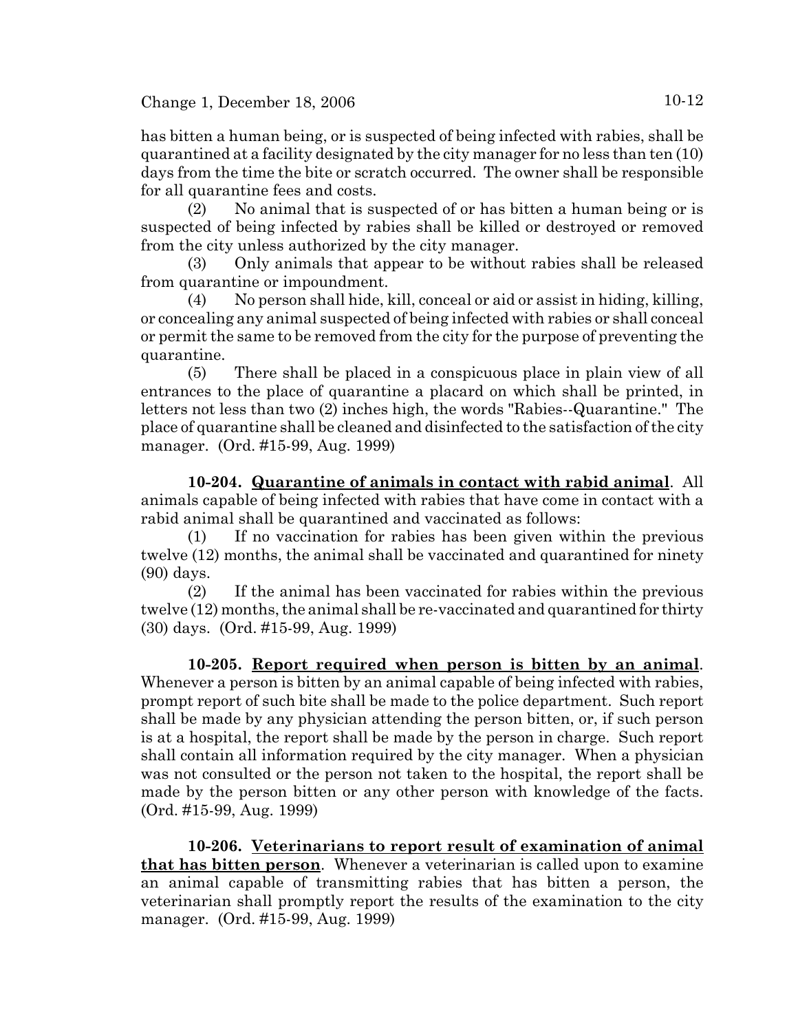has bitten a human being, or is suspected of being infected with rabies, shall be quarantined at a facility designated by the city manager for no less than ten (10) days from the time the bite or scratch occurred. The owner shall be responsible for all quarantine fees and costs.

(2) No animal that is suspected of or has bitten a human being or is suspected of being infected by rabies shall be killed or destroyed or removed from the city unless authorized by the city manager.

(3) Only animals that appear to be without rabies shall be released from quarantine or impoundment.

(4) No person shall hide, kill, conceal or aid or assist in hiding, killing, or concealing any animal suspected of being infected with rabies or shall conceal or permit the same to be removed from the city for the purpose of preventing the quarantine.

(5) There shall be placed in a conspicuous place in plain view of all entrances to the place of quarantine a placard on which shall be printed, in letters not less than two (2) inches high, the words "Rabies--Quarantine." The place of quarantine shall be cleaned and disinfected to the satisfaction of the city manager. (Ord. #15-99, Aug. 1999)

**10-204. Quarantine of animals in contact with rabid animal**. All animals capable of being infected with rabies that have come in contact with a rabid animal shall be quarantined and vaccinated as follows:

(1) If no vaccination for rabies has been given within the previous twelve (12) months, the animal shall be vaccinated and quarantined for ninety (90) days.

(2) If the animal has been vaccinated for rabies within the previous twelve (12) months, the animal shall be re-vaccinated and quarantined for thirty (30) days. (Ord. #15-99, Aug. 1999)

**10-205. Report required when person is bitten by an animal**. Whenever a person is bitten by an animal capable of being infected with rabies, prompt report of such bite shall be made to the police department. Such report shall be made by any physician attending the person bitten, or, if such person is at a hospital, the report shall be made by the person in charge. Such report shall contain all information required by the city manager. When a physician was not consulted or the person not taken to the hospital, the report shall be made by the person bitten or any other person with knowledge of the facts. (Ord. #15-99, Aug. 1999)

**10-206. Veterinarians to report result of examination of animal that has bitten person**. Whenever a veterinarian is called upon to examine an animal capable of transmitting rabies that has bitten a person, the veterinarian shall promptly report the results of the examination to the city manager. (Ord. #15-99, Aug. 1999)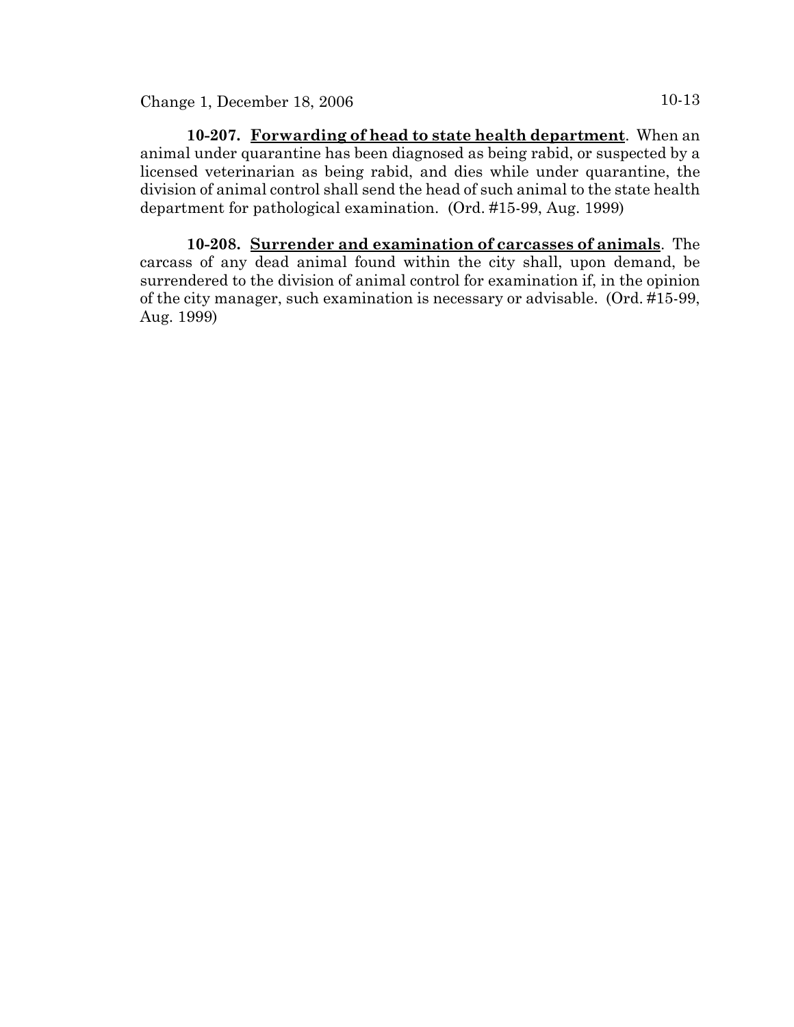**10-207. Forwarding of head to state health department**. When an animal under quarantine has been diagnosed as being rabid, or suspected by a licensed veterinarian as being rabid, and dies while under quarantine, the division of animal control shall send the head of such animal to the state health department for pathological examination. (Ord. #15-99, Aug. 1999)

**10-208. Surrender and examination of carcasses of animals**. The carcass of any dead animal found within the city shall, upon demand, be surrendered to the division of animal control for examination if, in the opinion of the city manager, such examination is necessary or advisable. (Ord. #15-99, Aug. 1999)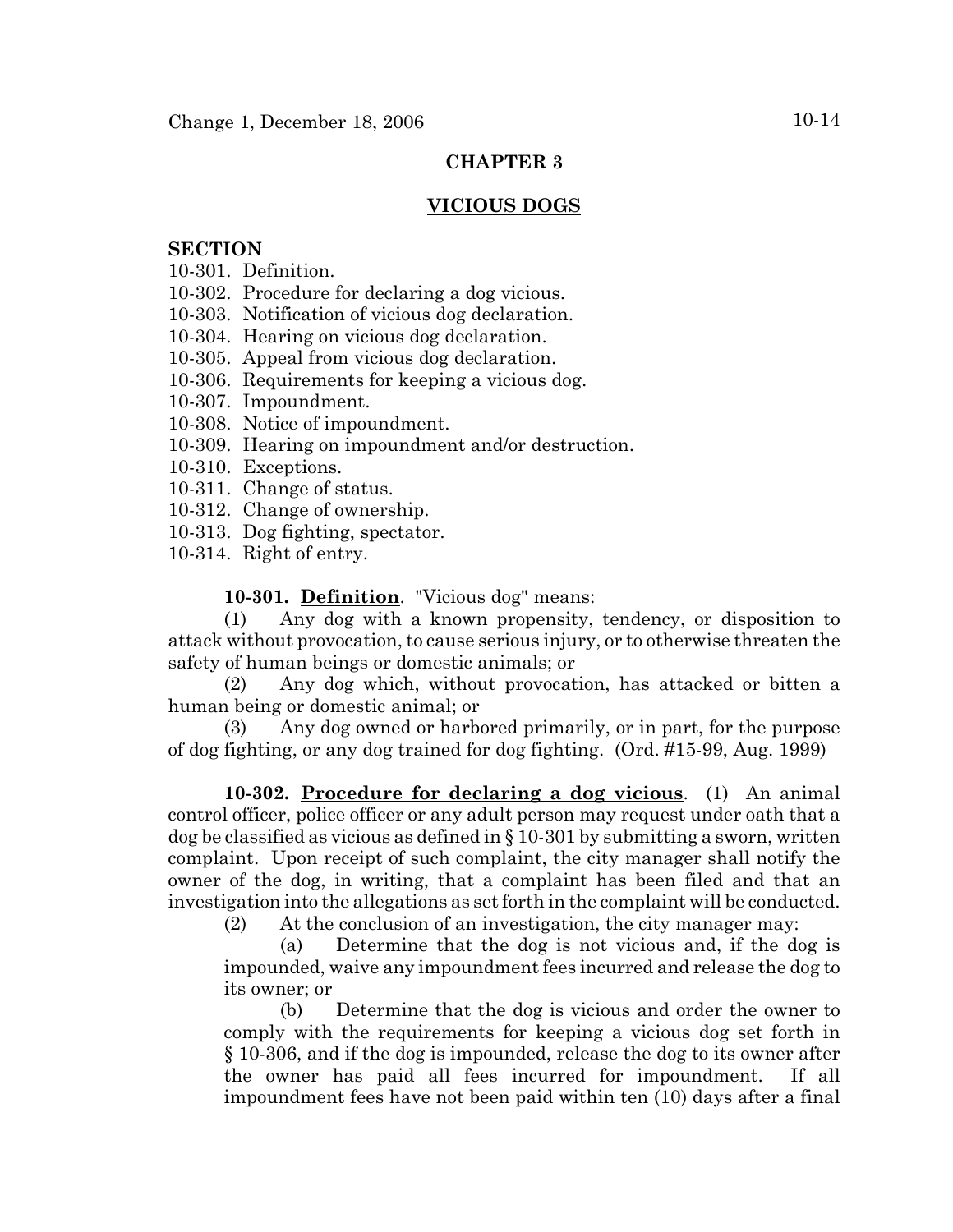## CHAPTER 3

## VICIOUS DOGS

**SECTION**

10-301. Definition.
10-302. Procedure for declaring a dog vicious.
10-303. Notification of vicious dog declaration.
10-304. Hearing on vicious dog declaration.
10-305. Appeal from vicious dog declaration.
10-306. Requirements for keeping a vicious dog.
10-307. Impoundment.
10-308. Notice of impoundment.
10-309. Hearing on impoundment and/or destruction.
10-310. Exceptions.
10-311. Change of status.
10-312. Change of ownership.
10-313. Dog fighting, spectator.
10-314. Right of entry.

**10-301. Definition**. "Vicious dog" means:

(1) Any dog with a known propensity, tendency, or disposition to attack without provocation, to cause serious injury, or to otherwise threaten the safety of human beings or domestic animals; or

(2) Any dog which, without provocation, has attacked or bitten a human being or domestic animal; or

(3) Any dog owned or harbored primarily, or in part, for the purpose of dog fighting, or any dog trained for dog fighting. (Ord. #15-99, Aug. 1999)

**10-302. Procedure for declaring a dog vicious**. (1) An animal control officer, police officer or any adult person may request under oath that a dog be classified as vicious as defined in § 10-301 by submitting a sworn, written complaint. Upon receipt of such complaint, the city manager shall notify the owner of the dog, in writing, that a complaint has been filed and that an investigation into the allegations as set forth in the complaint will be conducted.

(2) At the conclusion of an investigation, the city manager may:

(a) Determine that the dog is not vicious and, if the dog is impounded, waive any impoundment fees incurred and release the dog to its owner; or

(b) Determine that the dog is vicious and order the owner to comply with the requirements for keeping a vicious dog set forth in § 10-306, and if the dog is impounded, release the dog to its owner after the owner has paid all fees incurred for impoundment. If all impoundment fees have not been paid within ten (10) days after a final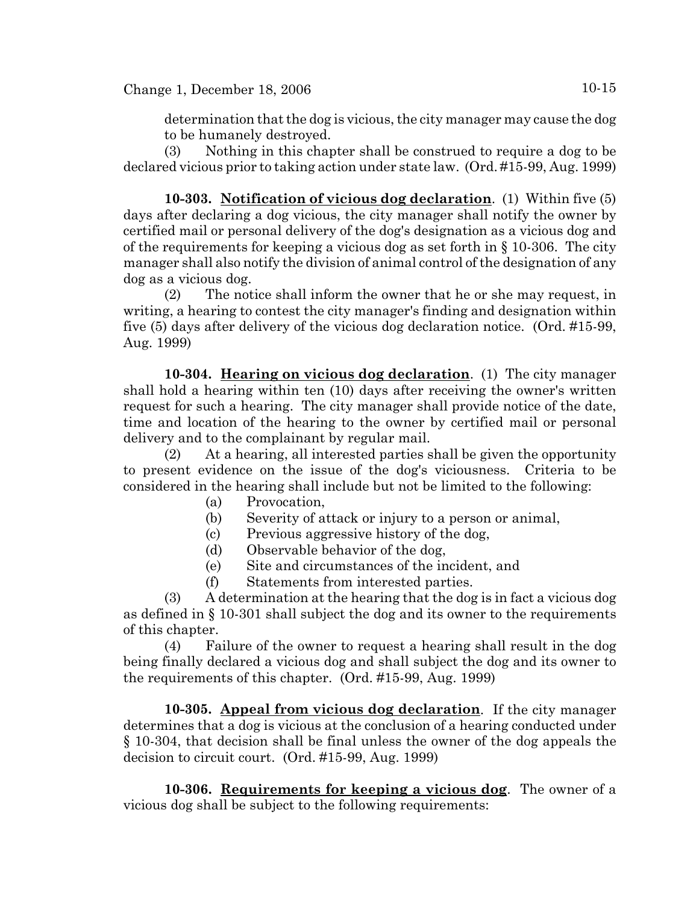determination that the dog is vicious, the city manager may cause the dog to be humanely destroyed.

(3) Nothing in this chapter shall be construed to require a dog to be declared vicious prior to taking action under state law. (Ord. #15-99, Aug. 1999)

**10-303. Notification of vicious dog declaration**. (1) Within five (5) days after declaring a dog vicious, the city manager shall notify the owner by certified mail or personal delivery of the dog's designation as a vicious dog and of the requirements for keeping a vicious dog as set forth in § 10-306. The city manager shall also notify the division of animal control of the designation of any dog as a vicious dog.

(2) The notice shall inform the owner that he or she may request, in writing, a hearing to contest the city manager's finding and designation within five (5) days after delivery of the vicious dog declaration notice. (Ord. #15-99, Aug. 1999)

**10-304. Hearing on vicious dog declaration**. (1) The city manager shall hold a hearing within ten (10) days after receiving the owner's written request for such a hearing. The city manager shall provide notice of the date, time and location of the hearing to the owner by certified mail or personal delivery and to the complainant by regular mail.

(2) At a hearing, all interested parties shall be given the opportunity to present evidence on the issue of the dog's viciousness. Criteria to be considered in the hearing shall include but not be limited to the following:

(a) Provocation,
(b) Severity of attack or injury to a person or animal,
(c) Previous aggressive history of the dog,
(d) Observable behavior of the dog,
(e) Site and circumstances of the incident, and
(f) Statements from interested parties.

(3) A determination at the hearing that the dog is in fact a vicious dog as defined in § 10-301 shall subject the dog and its owner to the requirements of this chapter.

(4) Failure of the owner to request a hearing shall result in the dog being finally declared a vicious dog and shall subject the dog and its owner to the requirements of this chapter. (Ord. #15-99, Aug. 1999)

**10-305. Appeal from vicious dog declaration**. If the city manager determines that a dog is vicious at the conclusion of a hearing conducted under § 10-304, that decision shall be final unless the owner of the dog appeals the decision to circuit court. (Ord. #15-99, Aug. 1999)

**10-306. Requirements for keeping a vicious dog**. The owner of a vicious dog shall be subject to the following requirements: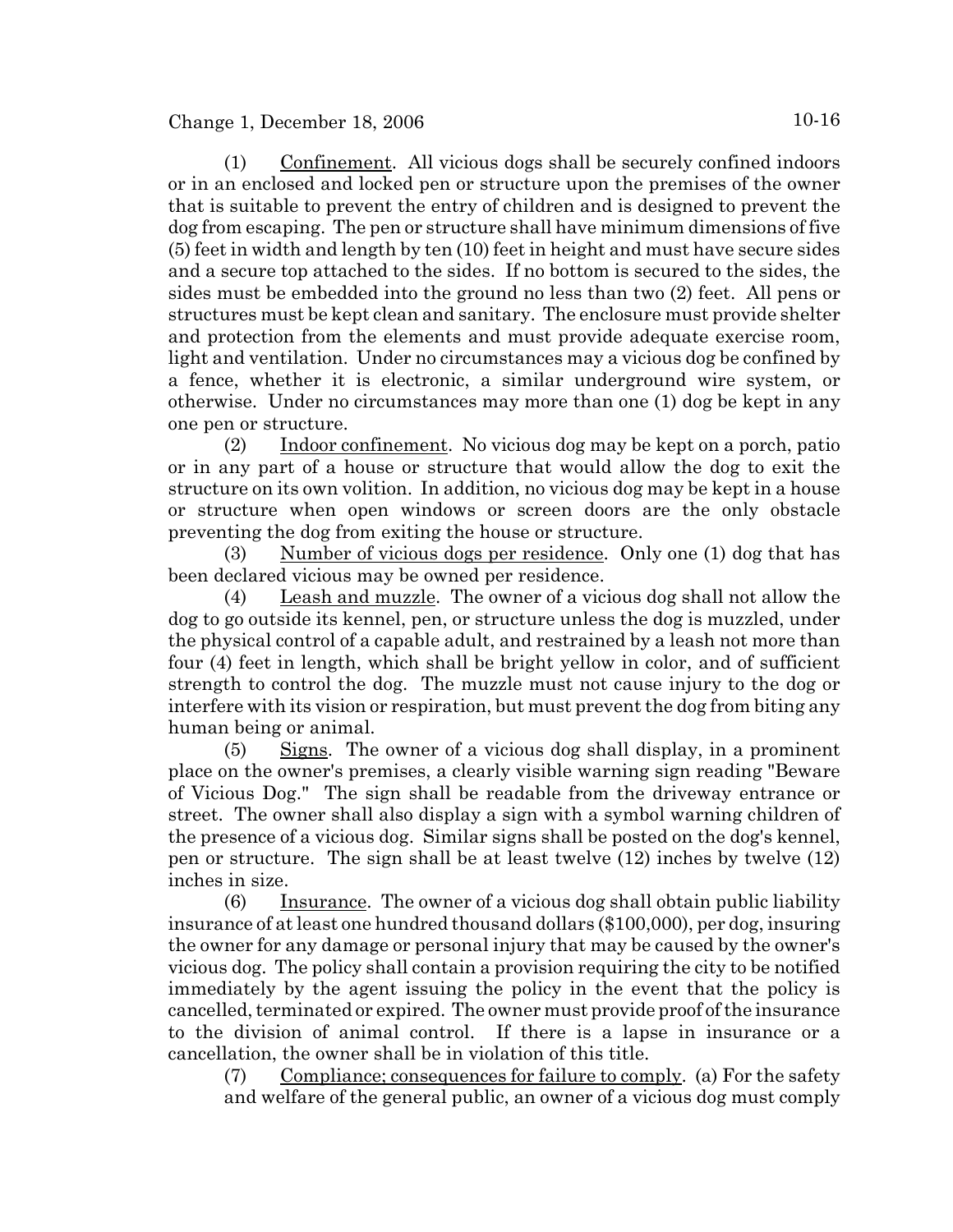(1) Confinement. All vicious dogs shall be securely confined indoors or in an enclosed and locked pen or structure upon the premises of the owner that is suitable to prevent the entry of children and is designed to prevent the dog from escaping. The pen or structure shall have minimum dimensions of five (5) feet in width and length by ten (10) feet in height and must have secure sides and a secure top attached to the sides. If no bottom is secured to the sides, the sides must be embedded into the ground no less than two (2) feet. All pens or structures must be kept clean and sanitary. The enclosure must provide shelter and protection from the elements and must provide adequate exercise room, light and ventilation. Under no circumstances may a vicious dog be confined by a fence, whether it is electronic, a similar underground wire system, or otherwise. Under no circumstances may more than one (1) dog be kept in any one pen or structure.

(2) Indoor confinement. No vicious dog may be kept on a porch, patio or in any part of a house or structure that would allow the dog to exit the structure on its own volition. In addition, no vicious dog may be kept in a house or structure when open windows or screen doors are the only obstacle preventing the dog from exiting the house or structure.

(3) Number of vicious dogs per residence. Only one (1) dog that has been declared vicious may be owned per residence.

(4) Leash and muzzle. The owner of a vicious dog shall not allow the dog to go outside its kennel, pen, or structure unless the dog is muzzled, under the physical control of a capable adult, and restrained by a leash not more than four (4) feet in length, which shall be bright yellow in color, and of sufficient strength to control the dog. The muzzle must not cause injury to the dog or interfere with its vision or respiration, but must prevent the dog from biting any human being or animal.

(5) Signs. The owner of a vicious dog shall display, in a prominent place on the owner's premises, a clearly visible warning sign reading "Beware of Vicious Dog." The sign shall be readable from the driveway entrance or street. The owner shall also display a sign with a symbol warning children of the presence of a vicious dog. Similar signs shall be posted on the dog's kennel, pen or structure. The sign shall be at least twelve (12) inches by twelve (12) inches in size.

(6) Insurance. The owner of a vicious dog shall obtain public liability insurance of at least one hundred thousand dollars ($100,000), per dog, insuring the owner for any damage or personal injury that may be caused by the owner's vicious dog. The policy shall contain a provision requiring the city to be notified immediately by the agent issuing the policy in the event that the policy is cancelled, terminated or expired. The owner must provide proof of the insurance to the division of animal control. If there is a lapse in insurance or a cancellation, the owner shall be in violation of this title.

(7) Compliance; consequences for failure to comply. (a) For the safety and welfare of the general public, an owner of a vicious dog must comply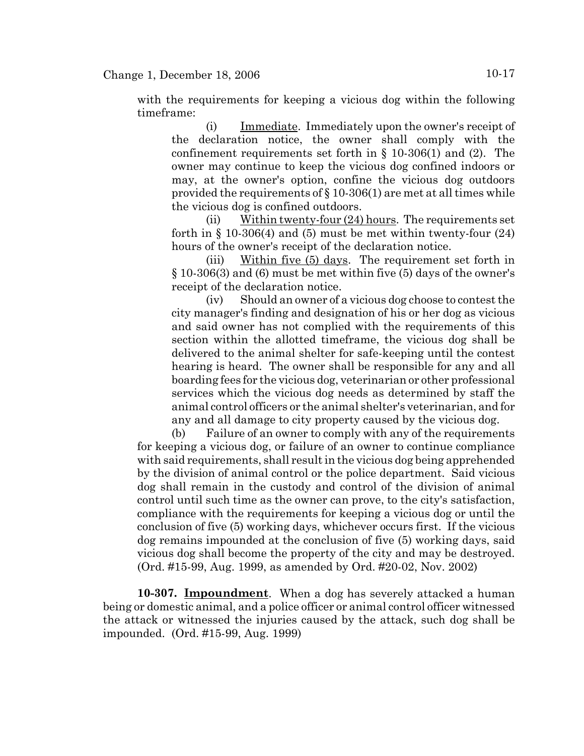with the requirements for keeping a vicious dog within the following timeframe:

(i) Immediate. Immediately upon the owner's receipt of the declaration notice, the owner shall comply with the confinement requirements set forth in § 10-306(1) and (2). The owner may continue to keep the vicious dog confined indoors or may, at the owner's option, confine the vicious dog outdoors provided the requirements of § 10-306(1) are met at all times while the vicious dog is confined outdoors.

(ii) Within twenty-four (24) hours. The requirements set forth in § 10-306(4) and (5) must be met within twenty-four (24) hours of the owner's receipt of the declaration notice.

(iii) Within five (5) days. The requirement set forth in § 10-306(3) and (6) must be met within five (5) days of the owner's receipt of the declaration notice.

(iv) Should an owner of a vicious dog choose to contest the city manager's finding and designation of his or her dog as vicious and said owner has not complied with the requirements of this section within the allotted timeframe, the vicious dog shall be delivered to the animal shelter for safe-keeping until the contest hearing is heard. The owner shall be responsible for any and all boarding fees for the vicious dog, veterinarian or other professional services which the vicious dog needs as determined by staff the animal control officers or the animal shelter's veterinarian, and for any and all damage to city property caused by the vicious dog.

(b) Failure of an owner to comply with any of the requirements for keeping a vicious dog, or failure of an owner to continue compliance with said requirements, shall result in the vicious dog being apprehended by the division of animal control or the police department. Said vicious dog shall remain in the custody and control of the division of animal control until such time as the owner can prove, to the city's satisfaction, compliance with the requirements for keeping a vicious dog or until the conclusion of five (5) working days, whichever occurs first. If the vicious dog remains impounded at the conclusion of five (5) working days, said vicious dog shall become the property of the city and may be destroyed. (Ord. #15-99, Aug. 1999, as amended by Ord. #20-02, Nov. 2002)

**10-307. Impoundment**. When a dog has severely attacked a human being or domestic animal, and a police officer or animal control officer witnessed the attack or witnessed the injuries caused by the attack, such dog shall be impounded. (Ord. #15-99, Aug. 1999)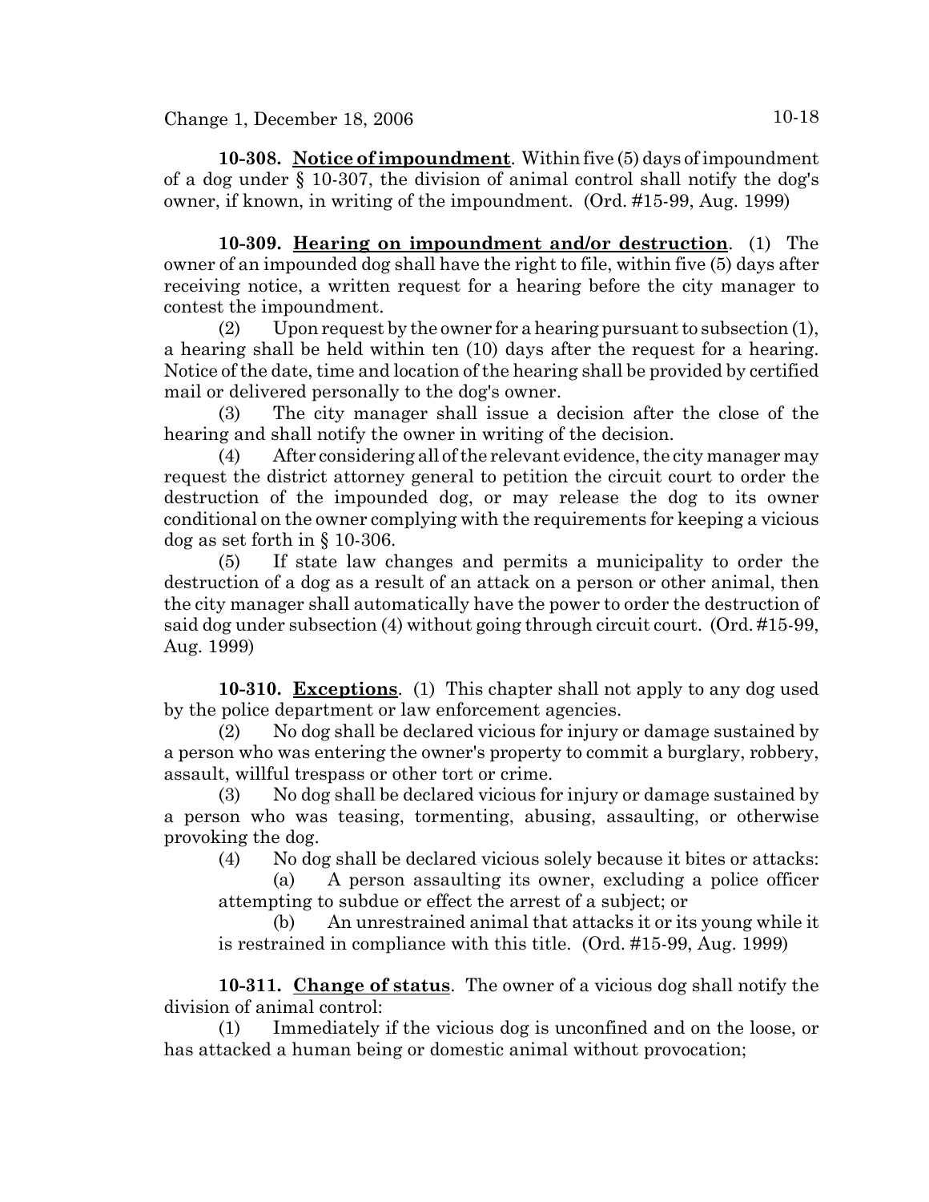**10-308. Notice of impoundment**. Within five (5) days of impoundment of a dog under § 10-307, the division of animal control shall notify the dog's owner, if known, in writing of the impoundment. (Ord. #15-99, Aug. 1999)

**10-309. Hearing on impoundment and/or destruction**. (1) The owner of an impounded dog shall have the right to file, within five (5) days after receiving notice, a written request for a hearing before the city manager to contest the impoundment.

(2) Upon request by the owner for a hearing pursuant to subsection (1), a hearing shall be held within ten (10) days after the request for a hearing. Notice of the date, time and location of the hearing shall be provided by certified mail or delivered personally to the dog's owner.

(3) The city manager shall issue a decision after the close of the hearing and shall notify the owner in writing of the decision.

(4) After considering all of the relevant evidence, the city manager may request the district attorney general to petition the circuit court to order the destruction of the impounded dog, or may release the dog to its owner conditional on the owner complying with the requirements for keeping a vicious dog as set forth in § 10-306.

(5) If state law changes and permits a municipality to order the destruction of a dog as a result of an attack on a person or other animal, then the city manager shall automatically have the power to order the destruction of said dog under subsection (4) without going through circuit court. (Ord. #15-99, Aug. 1999)

**10-310. Exceptions**. (1) This chapter shall not apply to any dog used by the police department or law enforcement agencies.

(2) No dog shall be declared vicious for injury or damage sustained by a person who was entering the owner's property to commit a burglary, robbery, assault, willful trespass or other tort or crime.

(3) No dog shall be declared vicious for injury or damage sustained by a person who was teasing, tormenting, abusing, assaulting, or otherwise provoking the dog.

(4) No dog shall be declared vicious solely because it bites or attacks:

(a) A person assaulting its owner, excluding a police officer attempting to subdue or effect the arrest of a subject; or

(b) An unrestrained animal that attacks it or its young while it is restrained in compliance with this title. (Ord. #15-99, Aug. 1999)

**10-311. Change of status**. The owner of a vicious dog shall notify the division of animal control:

(1) Immediately if the vicious dog is unconfined and on the loose, or has attacked a human being or domestic animal without provocation;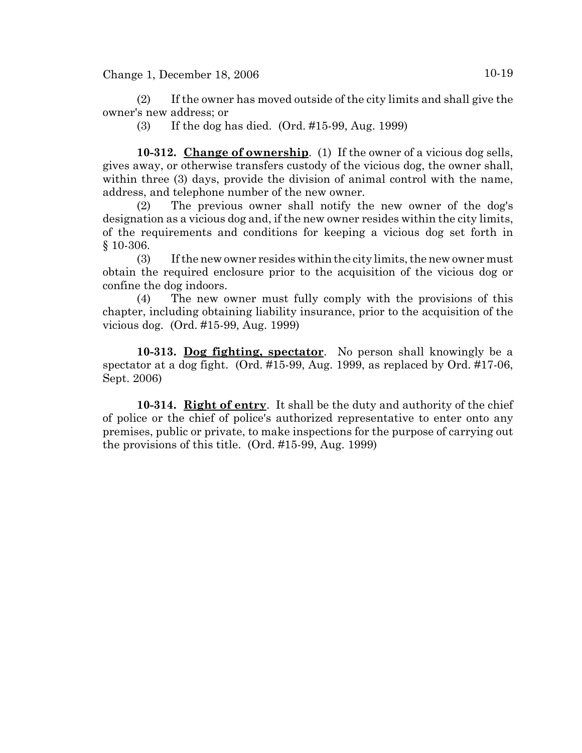(2) If the owner has moved outside of the city limits and shall give the owner's new address; or

(3) If the dog has died. (Ord. #15-99, Aug. 1999)

**10-312. Change of ownership**. (1) If the owner of a vicious dog sells, gives away, or otherwise transfers custody of the vicious dog, the owner shall, within three (3) days, provide the division of animal control with the name, address, and telephone number of the new owner.

(2) The previous owner shall notify the new owner of the dog's designation as a vicious dog and, if the new owner resides within the city limits, of the requirements and conditions for keeping a vicious dog set forth in § 10-306.

(3) If the new owner resides within the city limits, the new owner must obtain the required enclosure prior to the acquisition of the vicious dog or confine the dog indoors.

(4) The new owner must fully comply with the provisions of this chapter, including obtaining liability insurance, prior to the acquisition of the vicious dog. (Ord. #15-99, Aug. 1999)

**10-313. Dog fighting, spectator**. No person shall knowingly be a spectator at a dog fight. (Ord. #15-99, Aug. 1999, as replaced by Ord. #17-06, Sept. 2006)

**10-314. Right of entry**. It shall be the duty and authority of the chief of police or the chief of police's authorized representative to enter onto any premises, public or private, to make inspections for the purpose of carrying out the provisions of this title. (Ord. #15-99, Aug. 1999)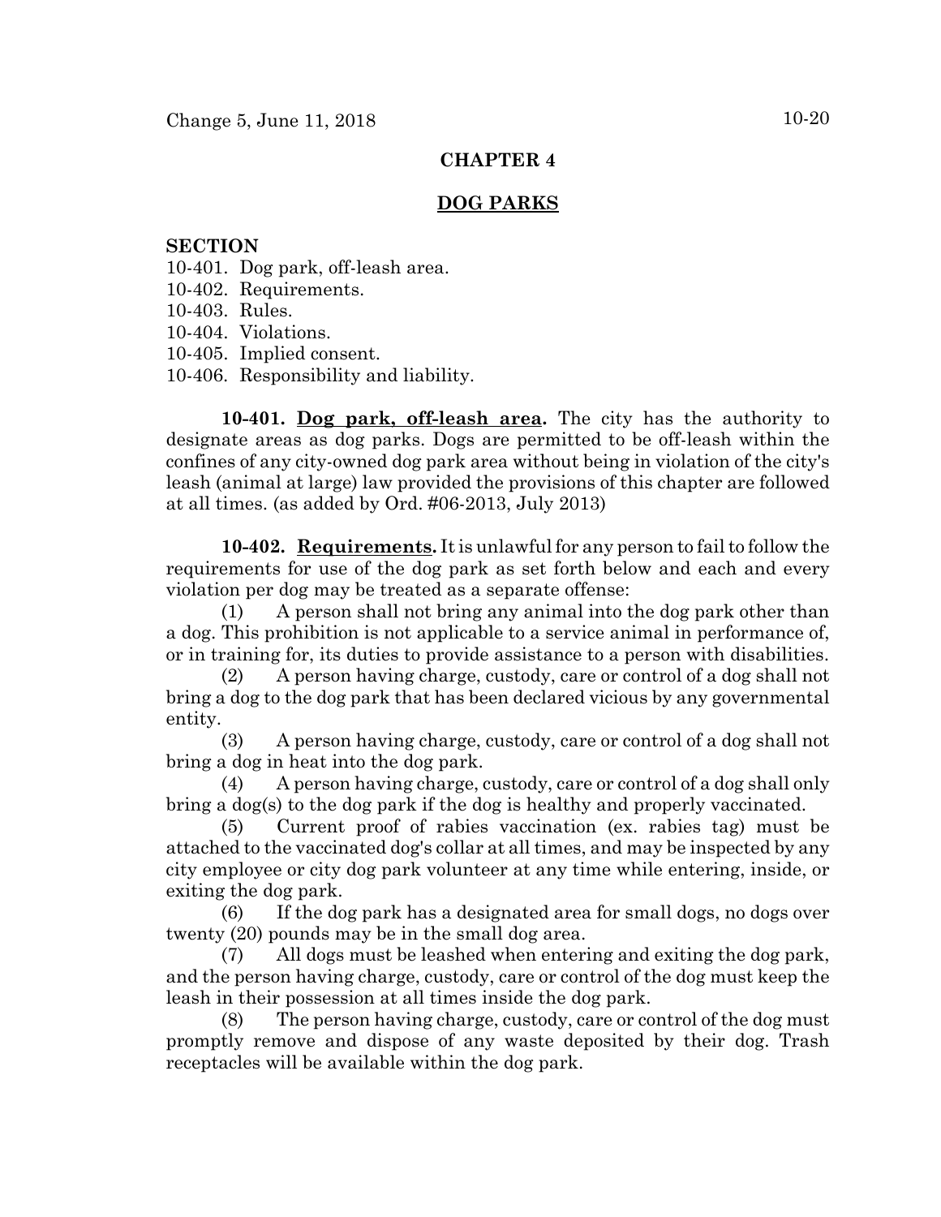## CHAPTER 4

## DOG PARKS

**SECTION**

10-401. Dog park, off-leash area.
10-402. Requirements.
10-403. Rules.
10-404. Violations.
10-405. Implied consent.
10-406. Responsibility and liability.

**10-401. Dog park, off-leash area.** The city has the authority to designate areas as dog parks. Dogs are permitted to be off-leash within the confines of any city-owned dog park area without being in violation of the city's leash (animal at large) law provided the provisions of this chapter are followed at all times. (as added by Ord. #06-2013, July 2013)

**10-402. Requirements.** It is unlawful for any person to fail to follow the requirements for use of the dog park as set forth below and each and every violation per dog may be treated as a separate offense:

(1) A person shall not bring any animal into the dog park other than a dog. This prohibition is not applicable to a service animal in performance of, or in training for, its duties to provide assistance to a person with disabilities.

(2) A person having charge, custody, care or control of a dog shall not bring a dog to the dog park that has been declared vicious by any governmental entity.

(3) A person having charge, custody, care or control of a dog shall not bring a dog in heat into the dog park.

(4) A person having charge, custody, care or control of a dog shall only bring a dog(s) to the dog park if the dog is healthy and properly vaccinated.

(5) Current proof of rabies vaccination (ex. rabies tag) must be attached to the vaccinated dog's collar at all times, and may be inspected by any city employee or city dog park volunteer at any time while entering, inside, or exiting the dog park.

(6) If the dog park has a designated area for small dogs, no dogs over twenty (20) pounds may be in the small dog area.

(7) All dogs must be leashed when entering and exiting the dog park, and the person having charge, custody, care or control of the dog must keep the leash in their possession at all times inside the dog park.

(8) The person having charge, custody, care or control of the dog must promptly remove and dispose of any waste deposited by their dog. Trash receptacles will be available within the dog park.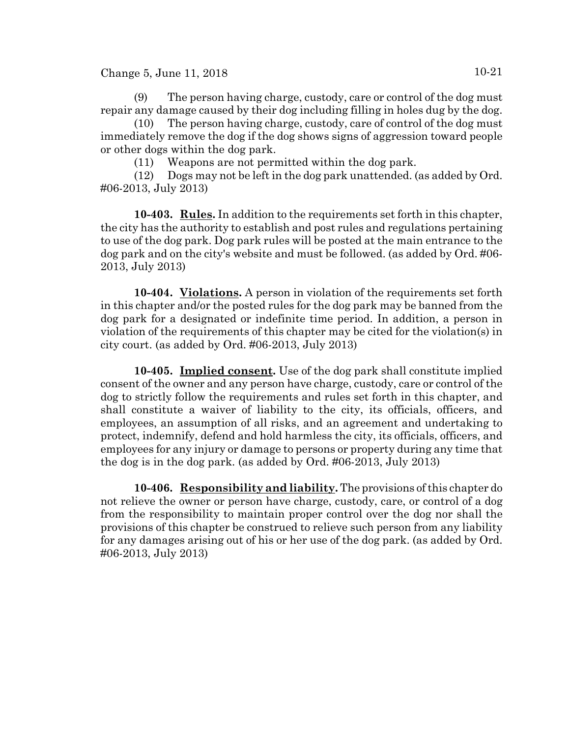(9) The person having charge, custody, care or control of the dog must repair any damage caused by their dog including filling in holes dug by the dog.

(10) The person having charge, custody, care of control of the dog must immediately remove the dog if the dog shows signs of aggression toward people or other dogs within the dog park.

(11) Weapons are not permitted within the dog park.

(12) Dogs may not be left in the dog park unattended. (as added by Ord. #06-2013, July 2013)

**10-403. Rules.** In addition to the requirements set forth in this chapter, the city has the authority to establish and post rules and regulations pertaining to use of the dog park. Dog park rules will be posted at the main entrance to the dog park and on the city's website and must be followed. (as added by Ord. #06-2013, July 2013)

**10-404. Violations.** A person in violation of the requirements set forth in this chapter and/or the posted rules for the dog park may be banned from the dog park for a designated or indefinite time period. In addition, a person in violation of the requirements of this chapter may be cited for the violation(s) in city court. (as added by Ord. #06-2013, July 2013)

**10-405. Implied consent.** Use of the dog park shall constitute implied consent of the owner and any person have charge, custody, care or control of the dog to strictly follow the requirements and rules set forth in this chapter, and shall constitute a waiver of liability to the city, its officials, officers, and employees, an assumption of all risks, and an agreement and undertaking to protect, indemnify, defend and hold harmless the city, its officials, officers, and employees for any injury or damage to persons or property during any time that the dog is in the dog park. (as added by Ord. #06-2013, July 2013)

**10-406. Responsibility and liability.** The provisions of this chapter do not relieve the owner or person have charge, custody, care, or control of a dog from the responsibility to maintain proper control over the dog nor shall the provisions of this chapter be construed to relieve such person from any liability for any damages arising out of his or her use of the dog park. (as added by Ord. #06-2013, July 2013)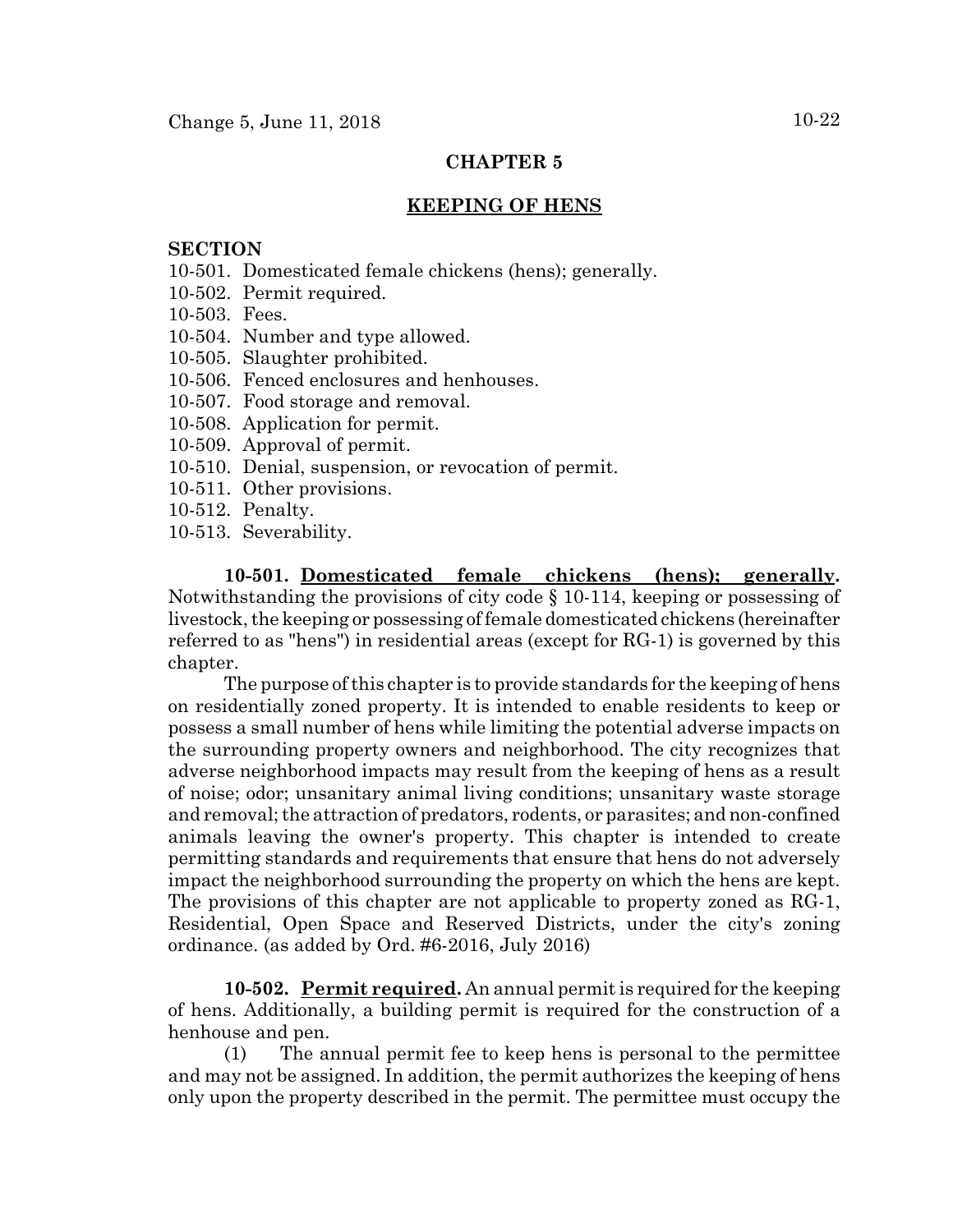## CHAPTER 5

## KEEPING OF HENS

**SECTION**

10-501. Domesticated female chickens (hens); generally.
10-502. Permit required.
10-503. Fees.
10-504. Number and type allowed.
10-505. Slaughter prohibited.
10-506. Fenced enclosures and henhouses.
10-507. Food storage and removal.
10-508. Application for permit.
10-509. Approval of permit.
10-510. Denial, suspension, or revocation of permit.
10-511. Other provisions.
10-512. Penalty.
10-513. Severability.

**10-501. Domesticated female chickens (hens); generally.** Notwithstanding the provisions of city code § 10-114, keeping or possessing of livestock, the keeping or possessing of female domesticated chickens (hereinafter referred to as "hens") in residential areas (except for RG-1) is governed by this chapter.

The purpose of this chapter is to provide standards for the keeping of hens on residentially zoned property. It is intended to enable residents to keep or possess a small number of hens while limiting the potential adverse impacts on the surrounding property owners and neighborhood. The city recognizes that adverse neighborhood impacts may result from the keeping of hens as a result of noise; odor; unsanitary animal living conditions; unsanitary waste storage and removal; the attraction of predators, rodents, or parasites; and non-confined animals leaving the owner's property. This chapter is intended to create permitting standards and requirements that ensure that hens do not adversely impact the neighborhood surrounding the property on which the hens are kept. The provisions of this chapter are not applicable to property zoned as RG-1, Residential, Open Space and Reserved Districts, under the city's zoning ordinance. (as added by Ord. #6-2016, July 2016)

**10-502. Permit required.** An annual permit is required for the keeping of hens. Additionally, a building permit is required for the construction of a henhouse and pen.

(1) The annual permit fee to keep hens is personal to the permittee and may not be assigned. In addition, the permit authorizes the keeping of hens only upon the property described in the permit. The permittee must occupy the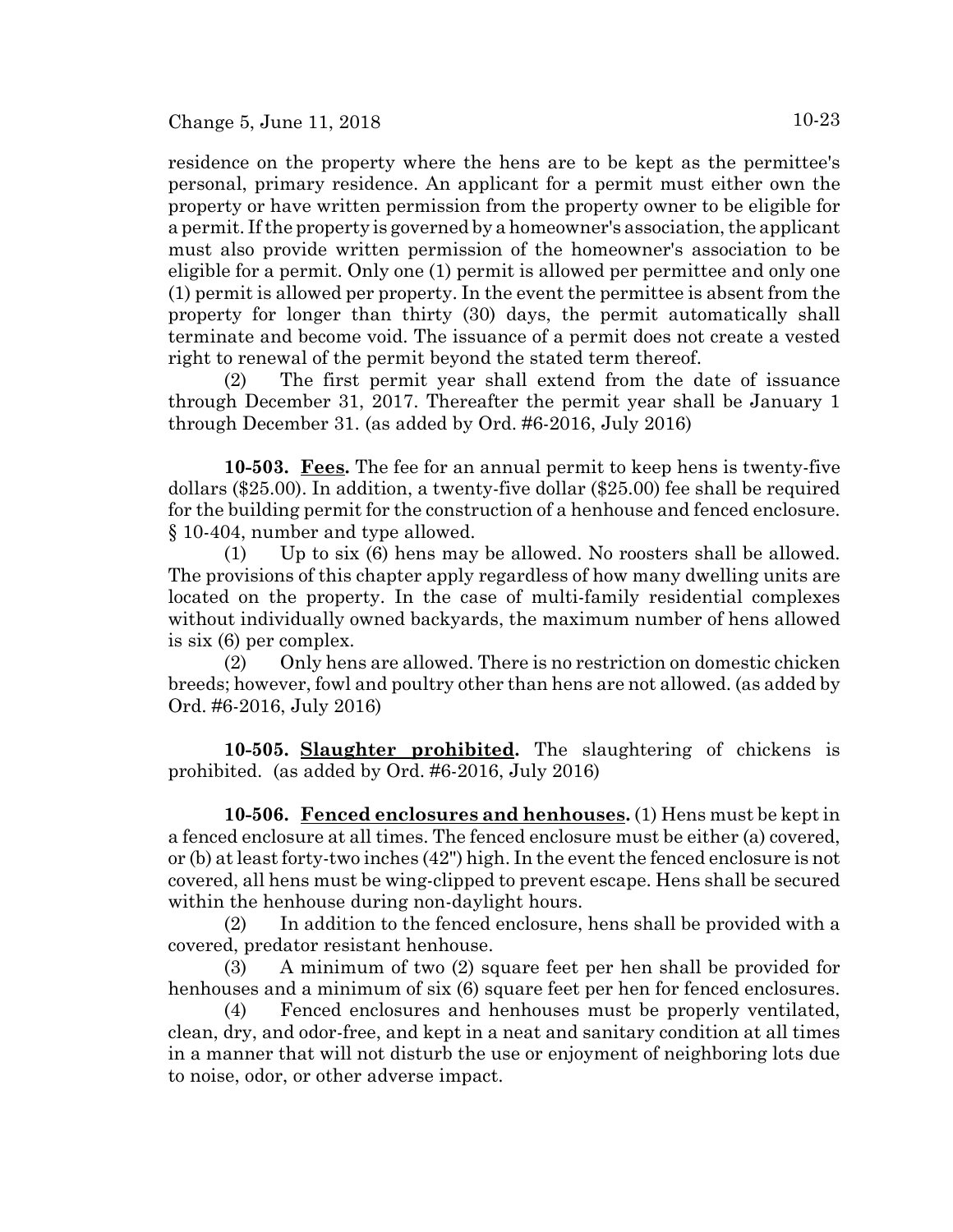residence on the property where the hens are to be kept as the permittee's personal, primary residence. An applicant for a permit must either own the property or have written permission from the property owner to be eligible for a permit. If the property is governed by a homeowner's association, the applicant must also provide written permission of the homeowner's association to be eligible for a permit. Only one (1) permit is allowed per permittee and only one (1) permit is allowed per property. In the event the permittee is absent from the property for longer than thirty (30) days, the permit automatically shall terminate and become void. The issuance of a permit does not create a vested right to renewal of the permit beyond the stated term thereof.

(2) The first permit year shall extend from the date of issuance through December 31, 2017. Thereafter the permit year shall be January 1 through December 31. (as added by Ord. #6-2016, July 2016)

**10-503. Fees.** The fee for an annual permit to keep hens is twenty-five dollars ($25.00). In addition, a twenty-five dollar ($25.00) fee shall be required for the building permit for the construction of a henhouse and fenced enclosure. § 10-404, number and type allowed.

(1) Up to six (6) hens may be allowed. No roosters shall be allowed. The provisions of this chapter apply regardless of how many dwelling units are located on the property. In the case of multi-family residential complexes without individually owned backyards, the maximum number of hens allowed is six (6) per complex.

(2) Only hens are allowed. There is no restriction on domestic chicken breeds; however, fowl and poultry other than hens are not allowed. (as added by Ord. #6-2016, July 2016)

**10-505. Slaughter prohibited.** The slaughtering of chickens is prohibited. (as added by Ord. #6-2016, July 2016)

**10-506. Fenced enclosures and henhouses.** (1) Hens must be kept in a fenced enclosure at all times. The fenced enclosure must be either (a) covered, or (b) at least forty-two inches (42") high. In the event the fenced enclosure is not covered, all hens must be wing-clipped to prevent escape. Hens shall be secured within the henhouse during non-daylight hours.

(2) In addition to the fenced enclosure, hens shall be provided with a covered, predator resistant henhouse.

(3) A minimum of two (2) square feet per hen shall be provided for henhouses and a minimum of six (6) square feet per hen for fenced enclosures.

(4) Fenced enclosures and henhouses must be properly ventilated, clean, dry, and odor-free, and kept in a neat and sanitary condition at all times in a manner that will not disturb the use or enjoyment of neighboring lots due to noise, odor, or other adverse impact.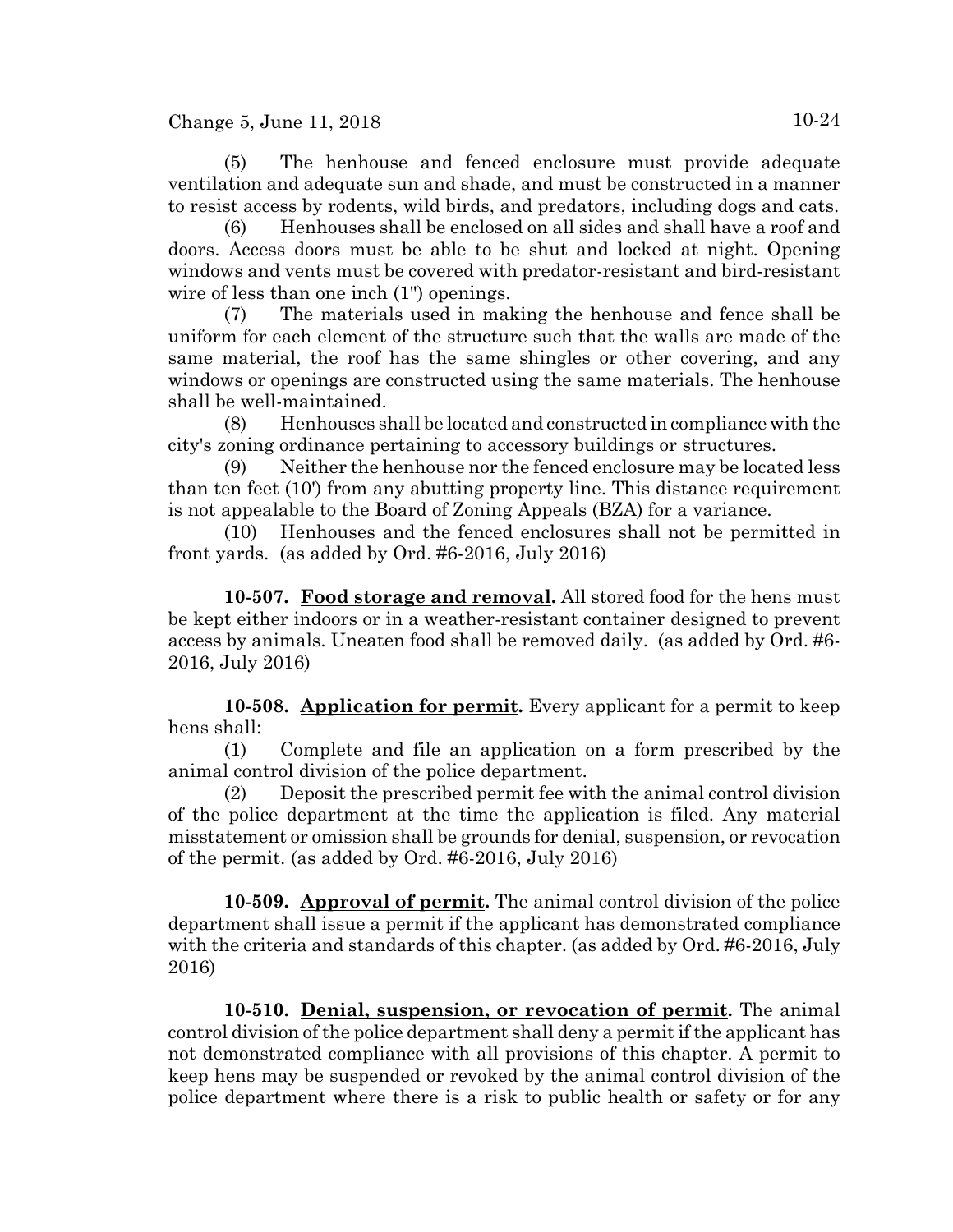(5) The henhouse and fenced enclosure must provide adequate ventilation and adequate sun and shade, and must be constructed in a manner to resist access by rodents, wild birds, and predators, including dogs and cats.

(6) Henhouses shall be enclosed on all sides and shall have a roof and doors. Access doors must be able to be shut and locked at night. Opening windows and vents must be covered with predator-resistant and bird-resistant wire of less than one inch (1") openings.

(7) The materials used in making the henhouse and fence shall be uniform for each element of the structure such that the walls are made of the same material, the roof has the same shingles or other covering, and any windows or openings are constructed using the same materials. The henhouse shall be well-maintained.

(8) Henhouses shall be located and constructed in compliance with the city's zoning ordinance pertaining to accessory buildings or structures.

(9) Neither the henhouse nor the fenced enclosure may be located less than ten feet (10') from any abutting property line. This distance requirement is not appealable to the Board of Zoning Appeals (BZA) for a variance.

(10) Henhouses and the fenced enclosures shall not be permitted in front yards. (as added by Ord. #6-2016, July 2016)

**10-507. Food storage and removal.** All stored food for the hens must be kept either indoors or in a weather-resistant container designed to prevent access by animals. Uneaten food shall be removed daily. (as added by Ord. #6-2016, July 2016)

**10-508. Application for permit.** Every applicant for a permit to keep hens shall:

(1) Complete and file an application on a form prescribed by the animal control division of the police department.

(2) Deposit the prescribed permit fee with the animal control division of the police department at the time the application is filed. Any material misstatement or omission shall be grounds for denial, suspension, or revocation of the permit. (as added by Ord. #6-2016, July 2016)

**10-509. Approval of permit.** The animal control division of the police department shall issue a permit if the applicant has demonstrated compliance with the criteria and standards of this chapter. (as added by Ord. #6-2016, July 2016)

**10-510. Denial, suspension, or revocation of permit.** The animal control division of the police department shall deny a permit if the applicant has not demonstrated compliance with all provisions of this chapter. A permit to keep hens may be suspended or revoked by the animal control division of the police department where there is a risk to public health or safety or for any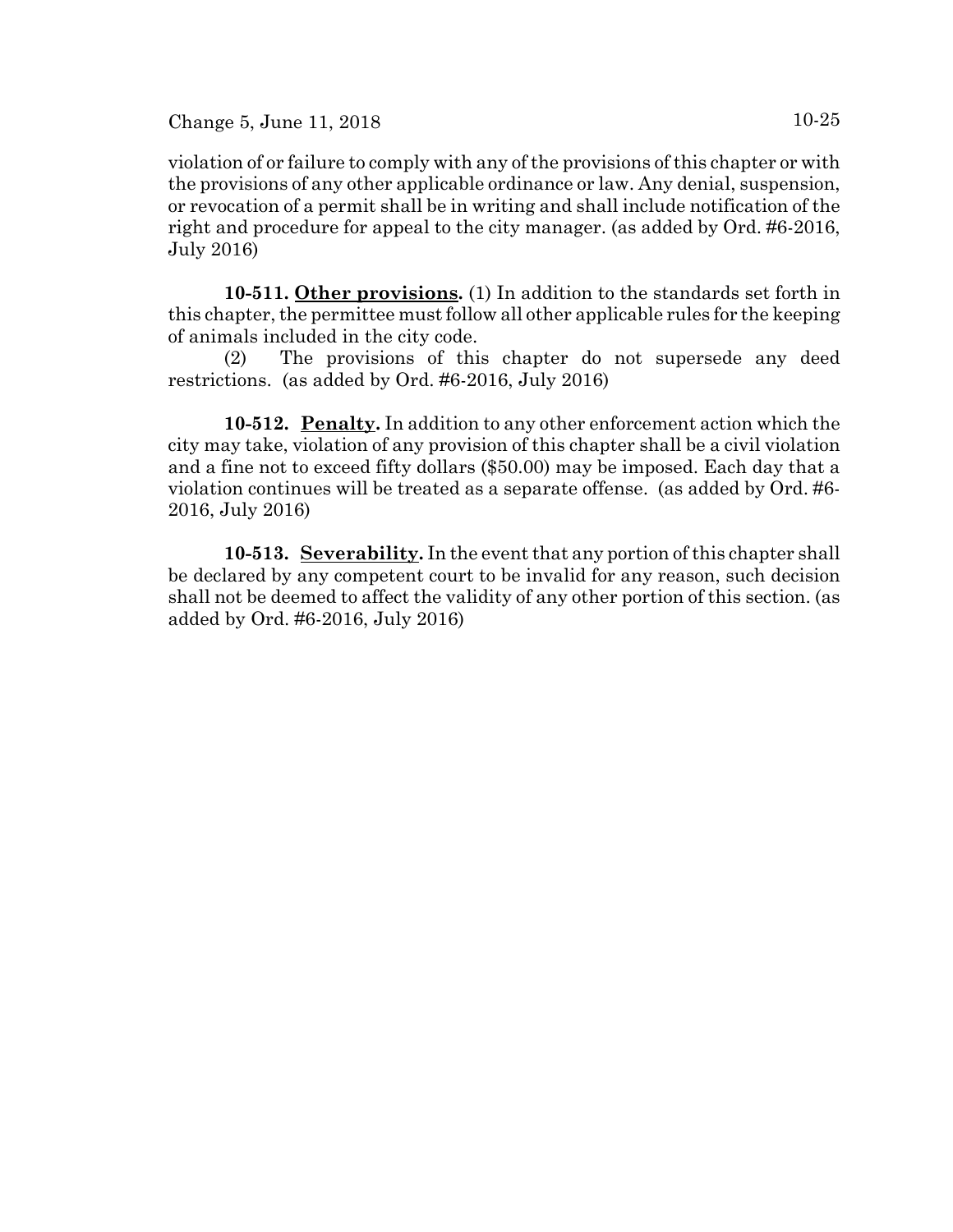violation of or failure to comply with any of the provisions of this chapter or with the provisions of any other applicable ordinance or law. Any denial, suspension, or revocation of a permit shall be in writing and shall include notification of the right and procedure for appeal to the city manager. (as added by Ord. #6-2016, July 2016)

**10-511. Other provisions.** (1) In addition to the standards set forth in this chapter, the permittee must follow all other applicable rules for the keeping of animals included in the city code.

(2) The provisions of this chapter do not supersede any deed restrictions. (as added by Ord. #6-2016, July 2016)

**10-512. Penalty.** In addition to any other enforcement action which the city may take, violation of any provision of this chapter shall be a civil violation and a fine not to exceed fifty dollars ($50.00) may be imposed. Each day that a violation continues will be treated as a separate offense. (as added by Ord. #6-2016, July 2016)

**10-513. Severability.** In the event that any portion of this chapter shall be declared by any competent court to be invalid for any reason, such decision shall not be deemed to affect the validity of any other portion of this section. (as added by Ord. #6-2016, July 2016)